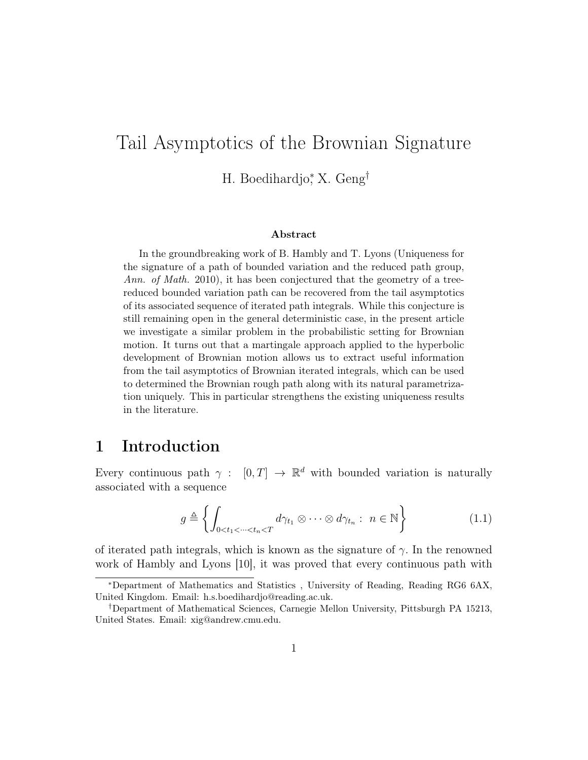# Tail Asymptotics of the Brownian Signature

H. Boedihardjo[*], X. Geng[†]

**Abstract**

In the groundbreaking work of B. Hambly and T. Lyons (Uniqueness for the signature of a path of bounded variation and the reduced path group, *Ann. of Math.* 2010), it has been conjectured that the geometry of a tree-reduced bounded variation path can be recovered from the tail asymptotics of its associated sequence of iterated path integrals. While this conjecture is still remaining open in the general deterministic case, in the present article we investigate a similar problem in the probabilistic setting for Brownian motion. It turns out that a martingale approach applied to the hyperbolic development of Brownian motion allows us to extract useful information from the tail asymptotics of Brownian iterated integrals, which can be used to determined the Brownian rough path along with its natural parametrization uniquely. This in particular strengthens the existing uniqueness results in the literature.

## 1 Introduction

Every continuous path $\gamma: [0,T] \to \mathbb{R}^d$ with bounded variation is naturally associated with a sequence

$$g \triangleq \left\{ \int_{0<t_1<\cdots<t_n<T} d\gamma_{t_1} \otimes \cdots \otimes d\gamma_{t_n} : \ n \in \mathbb{N} \right\} \tag{1.1}$$

of iterated path integrals, which is known as the signature of $\gamma$. In the renowned work of Hambly and Lyons [10], it was proved that every continuous path with

[*]Department of Mathematics and Statistics , University of Reading, Reading RG6 6AX, United Kingdom. Email: h.s.boedihardjo@reading.ac.uk.

[†]Department of Mathematical Sciences, Carnegie Mellon University, Pittsburgh PA 15213, United States. Email: xig@andrew.cmu.edu.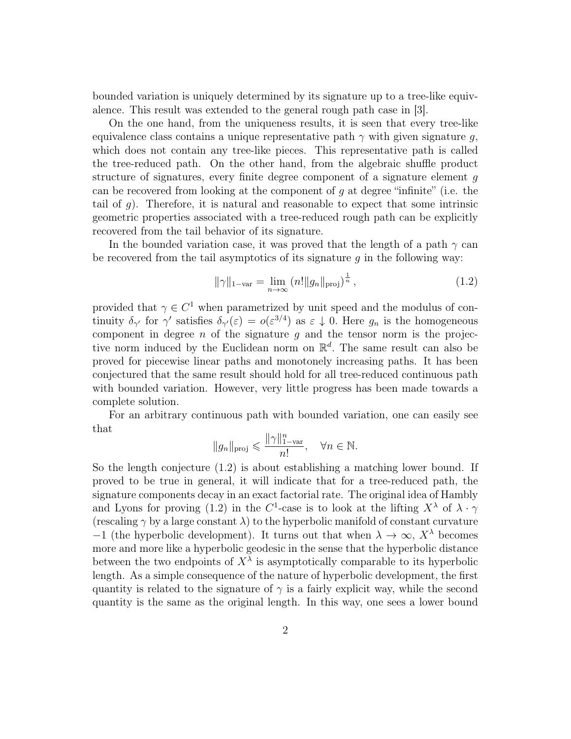bounded variation is uniquely determined by its signature up to a tree-like equivalence. This result was extended to the general rough path case in [3].

On the one hand, from the uniqueness results, it is seen that every tree-like equivalence class contains a unique representative path $\gamma$ with given signature $g$, which does not contain any tree-like pieces. This representative path is called the tree-reduced path. On the other hand, from the algebraic shuffle product structure of signatures, every finite degree component of a signature element $g$ can be recovered from looking at the component of $g$ at degree "infinite" (i.e. the tail of $g$). Therefore, it is natural and reasonable to expect that some intrinsic geometric properties associated with a tree-reduced rough path can be explicitly recovered from the tail behavior of its signature.

In the bounded variation case, it was proved that the length of a path $\gamma$ can be recovered from the tail asymptotics of its signature $g$ in the following way:

$$\|\gamma\|_{1-\text{var}} = \lim_{n\to\infty} \left(n!\|g_n\|_{\text{proj}}\right)^{\frac{1}{n}}, \tag{1.2}$$

provided that $\gamma \in C^1$ when parametrized by unit speed and the modulus of continuity $\delta_{\gamma'}$ for $\gamma'$ satisfies $\delta_{\gamma'}(\varepsilon) = o(\varepsilon^{3/4})$ as $\varepsilon \downarrow 0$. Here $g_n$ is the homogeneous component in degree $n$ of the signature $g$ and the tensor norm is the projective norm induced by the Euclidean norm on $\mathbb{R}^d$. The same result can also be proved for piecewise linear paths and monotonely increasing paths. It has been conjectured that the same result should hold for all tree-reduced continuous path with bounded variation. However, very little progress has been made towards a complete solution.

For an arbitrary continuous path with bounded variation, one can easily see that

$$\|g_n\|_{\text{proj}} \leqslant \frac{\|\gamma\|_{1-\text{var}}^n}{n!}, \quad \forall n \in \mathbb{N}.$$

So the length conjecture (1.2) is about establishing a matching lower bound. If proved to be true in general, it will indicate that for a tree-reduced path, the signature components decay in an exact factorial rate. The original idea of Hambly and Lyons for proving (1.2) in the $C^1$-case is to look at the lifting $X^\lambda$ of $\lambda \cdot \gamma$ (rescaling $\gamma$ by a large constant $\lambda$) to the hyperbolic manifold of constant curvature $-1$ (the hyperbolic development). It turns out that when $\lambda \to \infty$, $X^\lambda$ becomes more and more like a hyperbolic geodesic in the sense that the hyperbolic distance between the two endpoints of $X^\lambda$ is asymptotically comparable to its hyperbolic length. As a simple consequence of the nature of hyperbolic development, the first quantity is related to the signature of $\gamma$ is a fairly explicit way, while the second quantity is the same as the original length. In this way, one sees a lower bound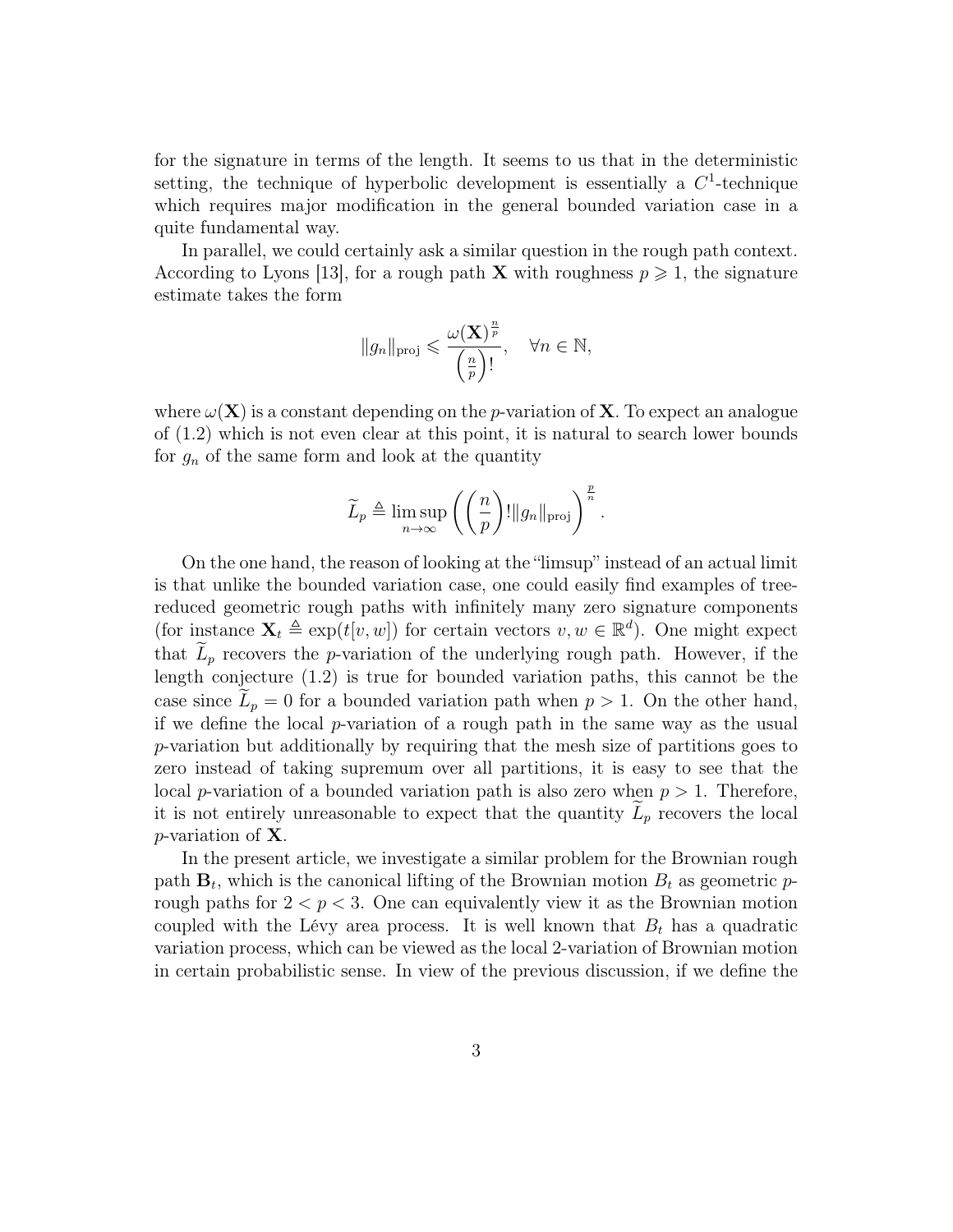for the signature in terms of the length. It seems to us that in the deterministic setting, the technique of hyperbolic development is essentially a $C^1$-technique which requires major modification in the general bounded variation case in a quite fundamental way.

In parallel, we could certainly ask a similar question in the rough path context. According to Lyons [13], for a rough path $\mathbf{X}$ with roughness $p \geqslant 1$, the signature estimate takes the form

$$\|g_n\|_{\mathrm{proj}} \leqslant \frac{\omega(\mathbf{X})^{\frac{n}{p}}}{\left(\frac{n}{p}\right)!}, \quad \forall n \in \mathbb{N},$$

where $\omega(\mathbf{X})$ is a constant depending on the $p$-variation of $\mathbf{X}$. To expect an analogue of (1.2) which is not even clear at this point, it is natural to search lower bounds for $g_n$ of the same form and look at the quantity

$$\widetilde{L}_p \triangleq \limsup_{n\to\infty} \left( \left(\frac{n}{p}\right)! \|g_n\|_{\mathrm{proj}} \right)^{\frac{p}{n}}.$$

On the one hand, the reason of looking at the "limsup" instead of an actual limit is that unlike the bounded variation case, one could easily find examples of tree-reduced geometric rough paths with infinitely many zero signature components (for instance $\mathbf{X}_t \triangleq \exp(t[v,w])$ for certain vectors $v, w \in \mathbb{R}^d$). One might expect that $\widetilde{L}_p$ recovers the $p$-variation of the underlying rough path. However, if the length conjecture (1.2) is true for bounded variation paths, this cannot be the case since $\widetilde{L}_p = 0$ for a bounded variation path when $p > 1$. On the other hand, if we define the local $p$-variation of a rough path in the same way as the usual $p$-variation but additionally by requiring that the mesh size of partitions goes to zero instead of taking supremum over all partitions, it is easy to see that the local $p$-variation of a bounded variation path is also zero when $p > 1$. Therefore, it is not entirely unreasonable to expect that the quantity $\widetilde{L}_p$ recovers the local $p$-variation of $\mathbf{X}$.

In the present article, we investigate a similar problem for the Brownian rough path $\mathbf{B}_t$, which is the canonical lifting of the Brownian motion $B_t$ as geometric $p$-rough paths for $2 < p < 3$. One can equivalently view it as the Brownian motion coupled with the Lévy area process. It is well known that $B_t$ has a quadratic variation process, which can be viewed as the local 2-variation of Brownian motion in certain probabilistic sense. In view of the previous discussion, if we define the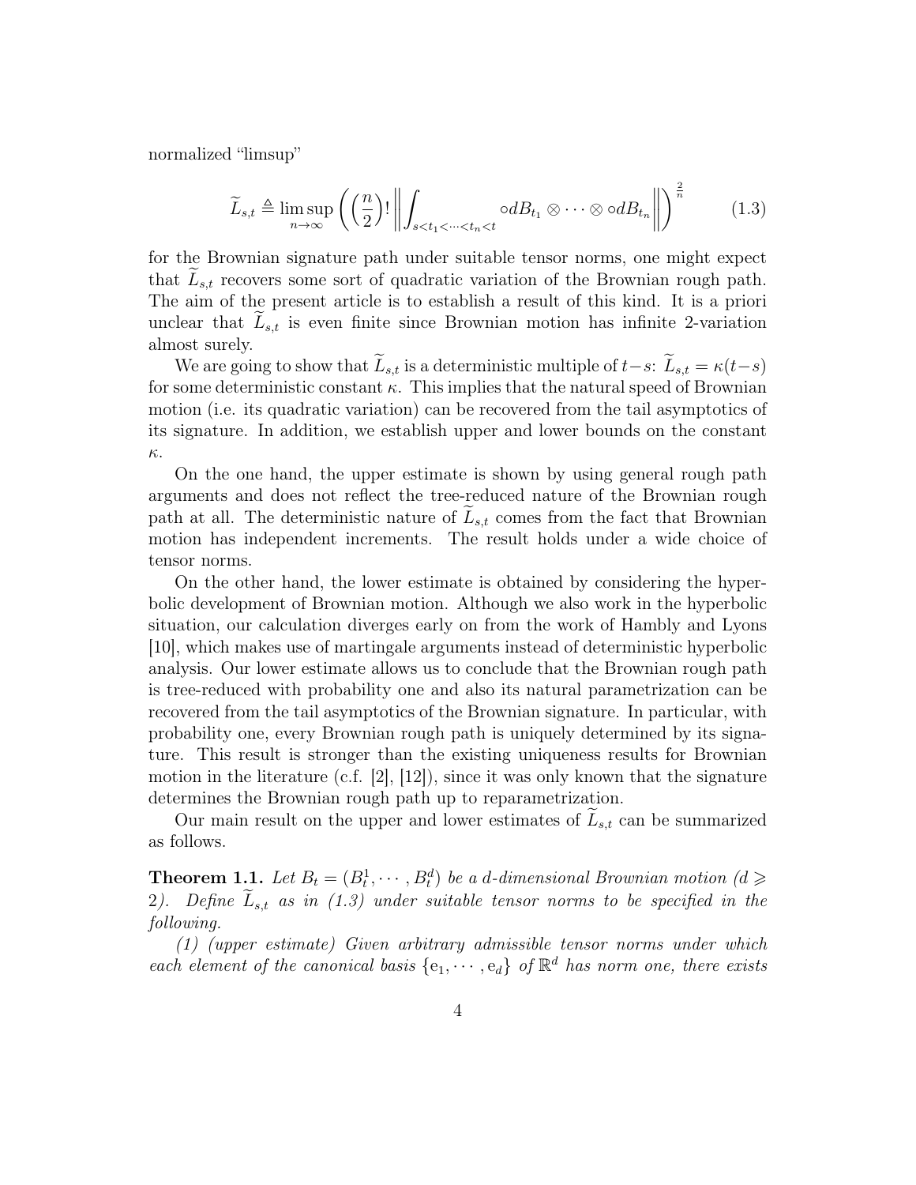normalized "limsup"

$$\widetilde{L}_{s,t} \triangleq \limsup_{n\to\infty} \left( \left(\frac{n}{2}\right)! \left\| \int_{s<t_1<\cdots<t_n<t} \circ dB_{t_1} \otimes \cdots \otimes \circ dB_{t_n} \right\| \right)^{\frac{2}{n}} \tag{1.3}$$

for the Brownian signature path under suitable tensor norms, one might expect that $\widetilde{L}_{s,t}$ recovers some sort of quadratic variation of the Brownian rough path. The aim of the present article is to establish a result of this kind. It is a priori unclear that $\widetilde{L}_{s,t}$ is even finite since Brownian motion has infinite 2-variation almost surely.

We are going to show that $\widetilde{L}_{s,t}$ is a deterministic multiple of $t-s$: $\widetilde{L}_{s,t} = \kappa(t-s)$ for some deterministic constant $\kappa$. This implies that the natural speed of Brownian motion (i.e. its quadratic variation) can be recovered from the tail asymptotics of its signature. In addition, we establish upper and lower bounds on the constant $\kappa$.

On the one hand, the upper estimate is shown by using general rough path arguments and does not reflect the tree-reduced nature of the Brownian rough path at all. The deterministic nature of $\widetilde{L}_{s,t}$ comes from the fact that Brownian motion has independent increments. The result holds under a wide choice of tensor norms.

On the other hand, the lower estimate is obtained by considering the hyperbolic development of Brownian motion. Although we also work in the hyperbolic situation, our calculation diverges early on from the work of Hambly and Lyons [10], which makes use of martingale arguments instead of deterministic hyperbolic analysis. Our lower estimate allows us to conclude that the Brownian rough path is tree-reduced with probability one and also its natural parametrization can be recovered from the tail asymptotics of the Brownian signature. In particular, with probability one, every Brownian rough path is uniquely determined by its signature. This result is stronger than the existing uniqueness results for Brownian motion in the literature (c.f. [2], [12]), since it was only known that the signature determines the Brownian rough path up to reparametrization.

Our main result on the upper and lower estimates of $\widetilde{L}_{s,t}$ can be summarized as follows.

**Theorem 1.1.** *Let $B_t = (B_t^1, \cdots, B_t^d)$ be a $d$-dimensional Brownian motion ($d \geqslant 2$). Define $\widetilde{L}_{s,t}$ as in (1.3) under suitable tensor norms to be specified in the following.*

*(1) (upper estimate) Given arbitrary admissible tensor norms under which each element of the canonical basis $\{\mathrm{e}_1, \cdots, \mathrm{e}_d\}$ of $\mathbb{R}^d$ has norm one, there exists*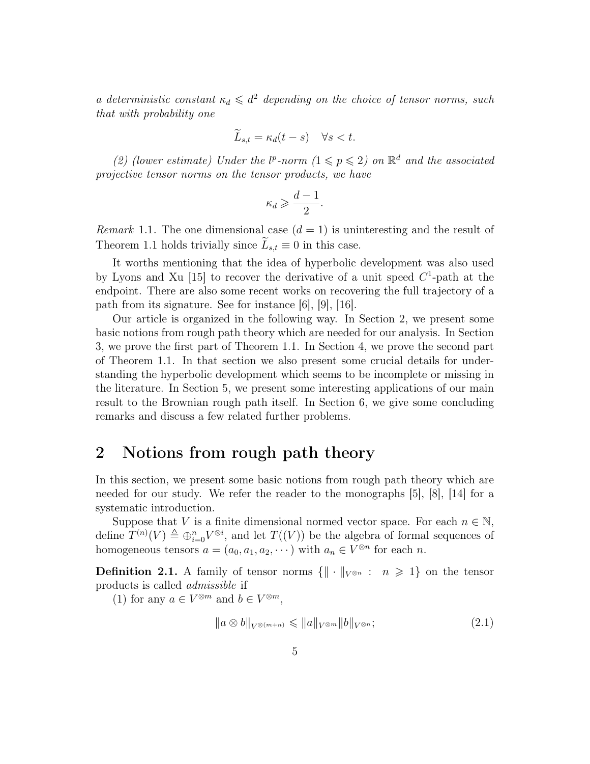*a deterministic constant $\kappa_d \leqslant d^2$ depending on the choice of tensor norms, such that with probability one*

$$\widetilde{L}_{s,t} = \kappa_d(t-s) \quad \forall s < t.$$

*(2) (lower estimate) Under the $l^p$-norm ($1 \leqslant p \leqslant 2$) on $\mathbb{R}^d$ and the associated projective tensor norms on the tensor products, we have*

$$\kappa_d \geqslant \frac{d-1}{2}.$$

*Remark* 1.1. The one dimensional case ($d = 1$) is uninteresting and the result of Theorem 1.1 holds trivially since $\widetilde{L}_{s,t} \equiv 0$ in this case.

It worths mentioning that the idea of hyperbolic development was also used by Lyons and Xu [15] to recover the derivative of a unit speed $C^1$-path at the endpoint. There are also some recent works on recovering the full trajectory of a path from its signature. See for instance [6], [9], [16].

Our article is organized in the following way. In Section 2, we present some basic notions from rough path theory which are needed for our analysis. In Section 3, we prove the first part of Theorem 1.1. In Section 4, we prove the second part of Theorem 1.1. In that section we also present some crucial details for understanding the hyperbolic development which seems to be incomplete or missing in the literature. In Section 5, we present some interesting applications of our main result to the Brownian rough path itself. In Section 6, we give some concluding remarks and discuss a few related further problems.

# 2 Notions from rough path theory

In this section, we present some basic notions from rough path theory which are needed for our study. We refer the reader to the monographs [5], [8], [14] for a systematic introduction.

Suppose that $V$ is a finite dimensional normed vector space. For each $n \in \mathbb{N}$, define $T^{(n)}(V) \triangleq \oplus_{i=0}^{n} V^{\otimes i}$, and let $T((V))$ be the algebra of formal sequences of homogeneous tensors $a = (a_0, a_1, a_2, \cdots)$ with $a_n \in V^{\otimes n}$ for each $n$.

**Definition 2.1.** A family of tensor norms $\{\| \cdot \|_{V^{\otimes n}} : \ n \geqslant 1\}$ on the tensor products is called *admissible* if

(1) for any $a \in V^{\otimes m}$ and $b \in V^{\otimes m}$,

$$\|a \otimes b\|_{V^{\otimes(m+n)}} \leqslant \|a\|_{V^{\otimes m}} \|b\|_{V^{\otimes n}}; \tag{2.1}$$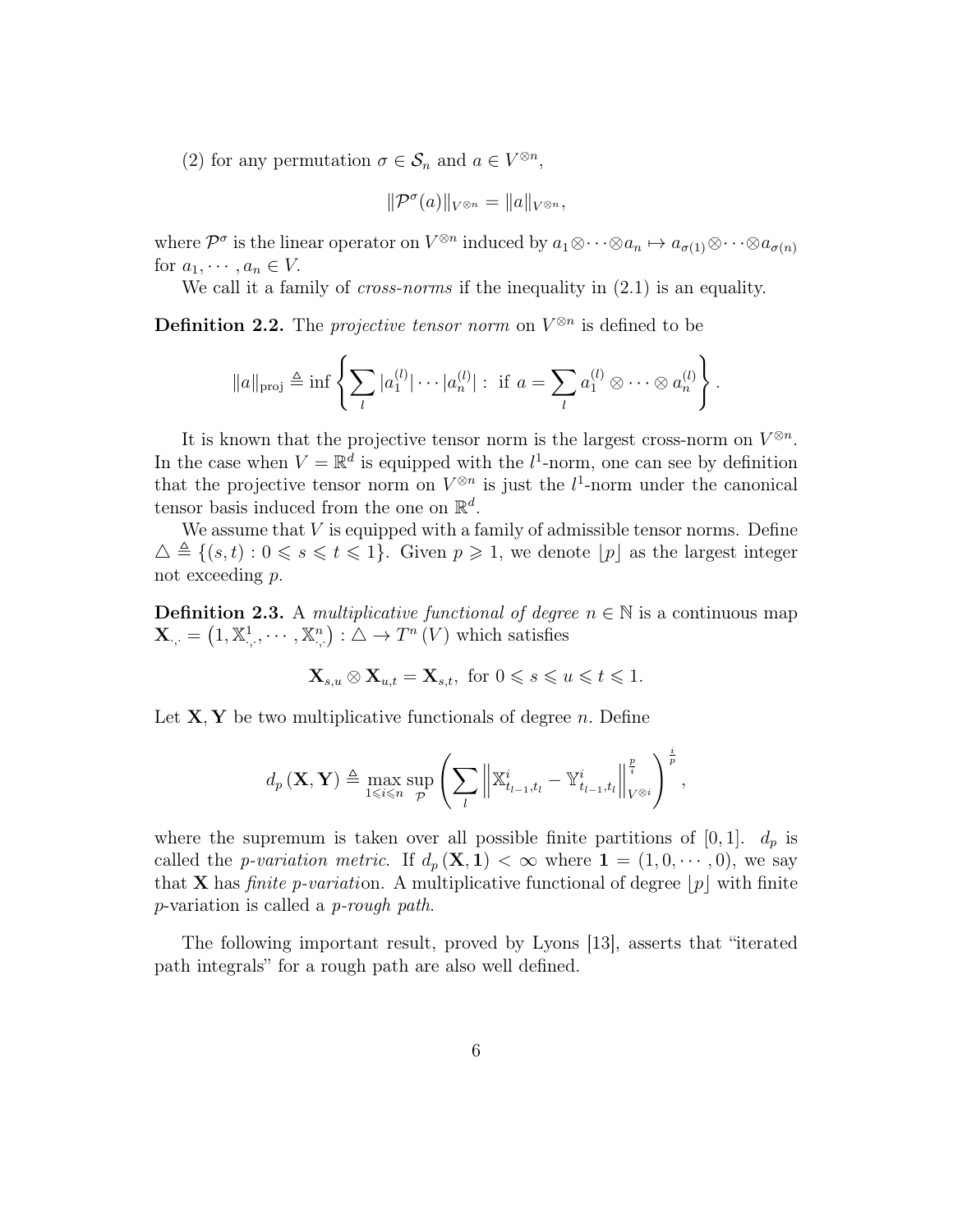(2) for any permutation $\sigma \in \mathcal{S}_n$ and $a \in V^{\otimes n}$,

$$\|\mathcal{P}^\sigma(a)\|_{V^{\otimes n}} = \|a\|_{V^{\otimes n}},$$

where $\mathcal{P}^\sigma$ is the linear operator on $V^{\otimes n}$ induced by $a_1 \otimes \cdots \otimes a_n \mapsto a_{\sigma(1)} \otimes \cdots \otimes a_{\sigma(n)}$ for $a_1, \cdots, a_n \in V$.

We call it a family of *cross-norms* if the inequality in (2.1) is an equality.

**Definition 2.2.** The *projective tensor norm* on $V^{\otimes n}$ is defined to be

$$\|a\|_{\text{proj}} \triangleq \inf \left\{ \sum_l |a_1^{(l)}| \cdots |a_n^{(l)}| : \text{ if } a = \sum_l a_1^{(l)} \otimes \cdots \otimes a_n^{(l)} \right\}.$$

It is known that the projective tensor norm is the largest cross-norm on $V^{\otimes n}$. In the case when $V = \mathbb{R}^d$ is equipped with the $l^1$-norm, one can see by definition that the projective tensor norm on $V^{\otimes n}$ is just the $l^1$-norm under the canonical tensor basis induced from the one on $\mathbb{R}^d$.

We assume that $V$ is equipped with a family of admissible tensor norms. Define $\triangle \triangleq \{(s,t) : 0 \leqslant s \leqslant t \leqslant 1\}$. Given $p \geqslant 1$, we denote $\lfloor p \rfloor$ as the largest integer not exceeding $p$.

**Definition 2.3.** A *multiplicative functional of degree* $n \in \mathbb{N}$ is a continuous map $\mathbf{X}_{\cdot,\cdot} = \left(1, \mathbb{X}^1_{\cdot,\cdot}, \cdots, \mathbb{X}^n_{\cdot,\cdot}\right) : \triangle \to T^n(V)$ which satisfies

$$\mathbf{X}_{s,u} \otimes \mathbf{X}_{u,t} = \mathbf{X}_{s,t}, \text{ for } 0 \leqslant s \leqslant u \leqslant t \leqslant 1.$$

Let $\mathbf{X}, \mathbf{Y}$ be two multiplicative functionals of degree $n$. Define

$$d_p(\mathbf{X}, \mathbf{Y}) \triangleq \max_{1 \leqslant i \leqslant n} \sup_{\mathcal{P}} \left( \sum_l \left\| \mathbb{X}^i_{t_{l-1},t_l} - \mathbb{Y}^i_{t_{l-1},t_l} \right\|_{V^{\otimes i}}^{\frac{p}{i}} \right)^{\frac{i}{p}},$$

where the supremum is taken over all possible finite partitions of $[0,1]$. $d_p$ is called the *p-variation metric*. If $d_p(\mathbf{X}, \mathbf{1}) < \infty$ where $\mathbf{1} = (1, 0, \cdots, 0)$, we say that $\mathbf{X}$ has *finite p-variatio*n. A multiplicative functional of degree $\lfloor p \rfloor$ with finite $p$-variation is called a *p-rough path*.

The following important result, proved by Lyons [13], asserts that "iterated path integrals" for a rough path are also well defined.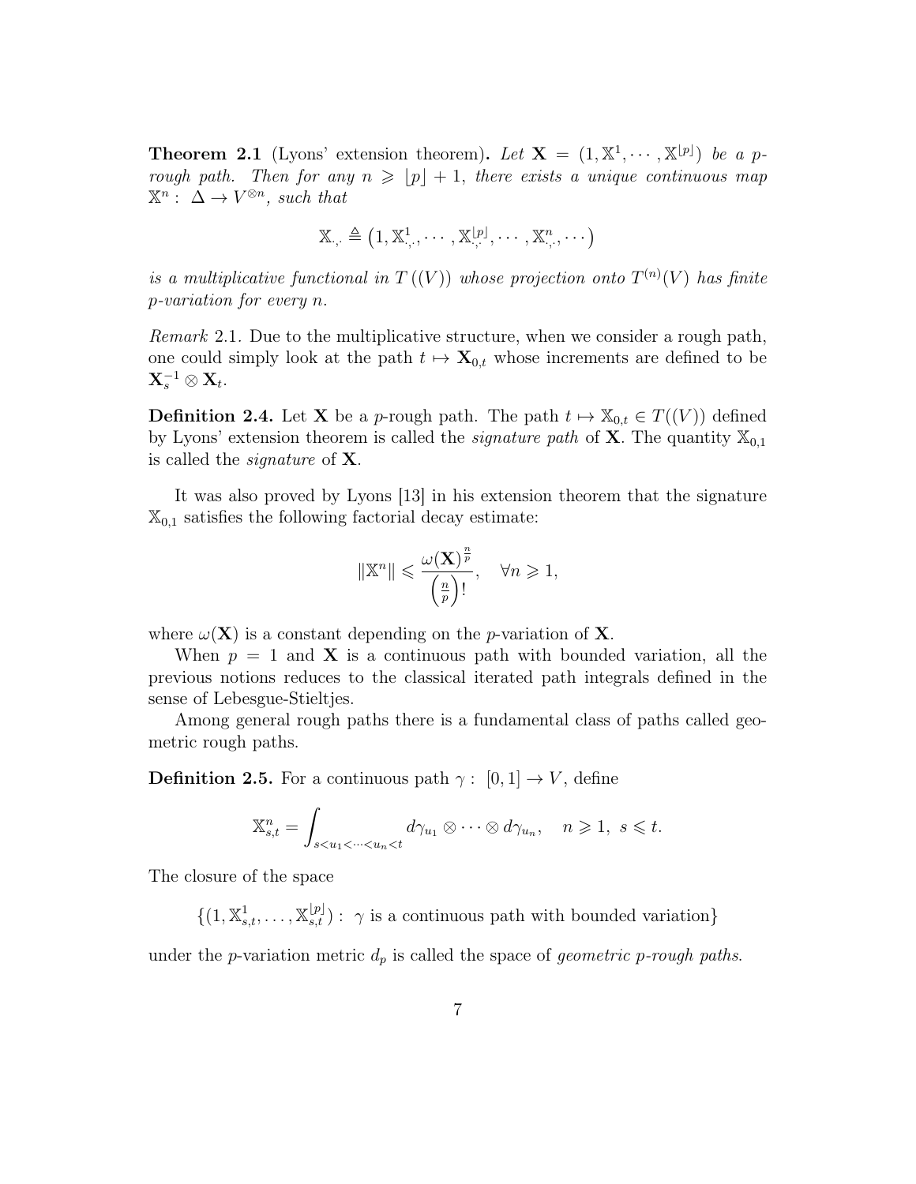**Theorem 2.1** (Lyons' extension theorem)**.** *Let $\mathbf{X} = (1, \mathbb{X}^1, \cdots, \mathbb{X}^{\lfloor p \rfloor})$ be a $p$-rough path. Then for any $n \geqslant \lfloor p \rfloor + 1$, there exists a unique continuous map $\mathbb{X}^n : \Delta \to V^{\otimes n}$, such that*

$$\mathbb{X}_{\cdot,\cdot} \triangleq \left(1, \mathbb{X}^1_{\cdot,\cdot}, \cdots, \mathbb{X}^{\lfloor p \rfloor}_{\cdot,\cdot}, \cdots, \mathbb{X}^n_{\cdot,\cdot}, \cdots\right)$$

*is a multiplicative functional in $T\left((V)\right)$ whose projection onto $T^{(n)}(V)$ has finite $p$-variation for every $n$.*

*Remark* 2.1. Due to the multiplicative structure, when we consider a rough path, one could simply look at the path $t \mapsto \mathbf{X}_{0,t}$ whose increments are defined to be $\mathbf{X}_s^{-1} \otimes \mathbf{X}_t$.

**Definition 2.4.** Let $\mathbf{X}$ be a $p$-rough path. The path $t \mapsto \mathbb{X}_{0,t} \in T((V))$ defined by Lyons' extension theorem is called the *signature path* of $\mathbf{X}$. The quantity $\mathbb{X}_{0,1}$ is called the *signature* of $\mathbf{X}$.

It was also proved by Lyons [13] in his extension theorem that the signature $\mathbb{X}_{0,1}$ satisfies the following factorial decay estimate:

$$\|\mathbb{X}^n\| \leqslant \frac{\omega(\mathbf{X})^{\frac{n}{p}}}{\left(\frac{n}{p}\right)!}, \quad \forall n \geqslant 1,$$

where $\omega(\mathbf{X})$ is a constant depending on the $p$-variation of $\mathbf{X}$.

When $p = 1$ and $\mathbf{X}$ is a continuous path with bounded variation, all the previous notions reduces to the classical iterated path integrals defined in the sense of Lebesgue-Stieltjes.

Among general rough paths there is a fundamental class of paths called geometric rough paths.

**Definition 2.5.** For a continuous path $\gamma : [0,1] \to V$, define

$$\mathbb{X}^n_{s,t} = \int_{s<u_1<\cdots<u_n<t} d\gamma_{u_1} \otimes \cdots \otimes d\gamma_{u_n}, \quad n \geqslant 1, \ s \leqslant t.$$

The closure of the space

$$\{(1, \mathbb{X}^1_{s,t}, \ldots, \mathbb{X}^{\lfloor p \rfloor}_{s,t}) : \ \gamma \text{ is a continuous path with bounded variation}\}$$

under the $p$-variation metric $d_p$ is called the space of *geometric $p$-rough paths*.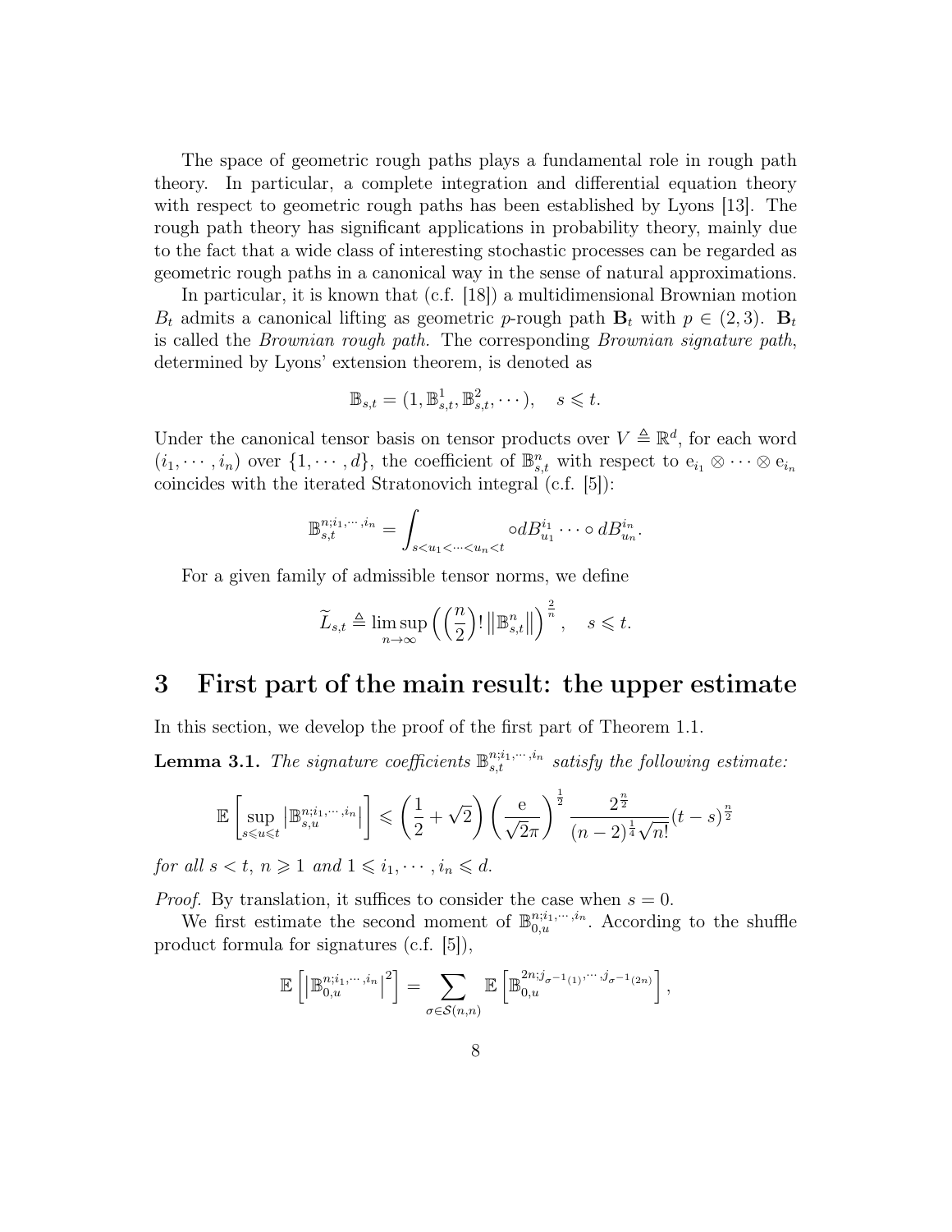The space of geometric rough paths plays a fundamental role in rough path theory. In particular, a complete integration and differential equation theory with respect to geometric rough paths has been established by Lyons [13]. The rough path theory has significant applications in probability theory, mainly due to the fact that a wide class of interesting stochastic processes can be regarded as geometric rough paths in a canonical way in the sense of natural approximations.

In particular, it is known that (c.f. [18]) a multidimensional Brownian motion $B_t$ admits a canonical lifting as geometric $p$-rough path $\mathbf{B}_t$ with $p \in (2,3)$. $\mathbf{B}_t$ is called the *Brownian rough path.* The corresponding *Brownian signature path*, determined by Lyons' extension theorem, is denoted as

$$\mathbb{B}_{s,t} = (1, \mathbb{B}^1_{s,t}, \mathbb{B}^2_{s,t}, \cdots), \quad s \leqslant t.$$

Under the canonical tensor basis on tensor products over $V \triangleq \mathbb{R}^d$, for each word $(i_1, \cdots, i_n)$ over $\{1, \cdots, d\}$, the coefficient of $\mathbb{B}^n_{s,t}$ with respect to $\mathrm{e}_{i_1} \otimes \cdots \otimes \mathrm{e}_{i_n}$ coincides with the iterated Stratonovich integral (c.f. [5]):

$$\mathbb{B}^{n;i_1,\cdots,i_n}_{s,t} = \int_{s<u_1<\cdots<u_n<t} \circ dB^{i_1}_{u_1} \cdots \circ dB^{i_n}_{u_n}.$$

For a given family of admissible tensor norms, we define

$$\widetilde{L}_{s,t} \triangleq \limsup_{n\to\infty} \left( \left(\frac{n}{2}\right)! \left\| \mathbb{B}^n_{s,t} \right\| \right)^{\frac{2}{n}}, \quad s \leqslant t.$$

# 3 First part of the main result: the upper estimate

In this section, we develop the proof of the first part of Theorem 1.1.

**Lemma 3.1.** *The signature coefficients $\mathbb{B}^{n;i_1,\cdots,i_n}_{s,t}$ satisfy the following estimate:*

$$\mathbb{E}\left[ \sup_{s\leqslant u\leqslant t} \left| \mathbb{B}^{n;i_1,\cdots,i_n}_{s,u} \right| \right] \leqslant \left( \frac{1}{2} + \sqrt{2} \right) \left( \frac{\mathrm{e}}{\sqrt{2}\pi} \right)^{\frac{1}{2}} \frac{2^{\frac{n}{2}}}{(n-2)^{\frac{1}{4}} \sqrt{n!}} (t-s)^{\frac{n}{2}}$$

*for all $s < t$, $n \geqslant 1$ and $1 \leqslant i_1, \cdots, i_n \leqslant d$.*

*Proof.* By translation, it suffices to consider the case when $s = 0$.

We first estimate the second moment of $\mathbb{B}^{n;i_1,\cdots,i_n}_{0,u}$. According to the shuffle product formula for signatures (c.f. [5]),

$$\mathbb{E}\left[ \left| \mathbb{B}^{n;i_1,\cdots,i_n}_{0,u} \right|^2 \right] = \sum_{\sigma\in\mathcal{S}(n,n)} \mathbb{E}\left[ \mathbb{B}^{2n;j_{\sigma^{-1}(1)},\cdots,j_{\sigma^{-1}(2n)}}_{0,u} \right],$$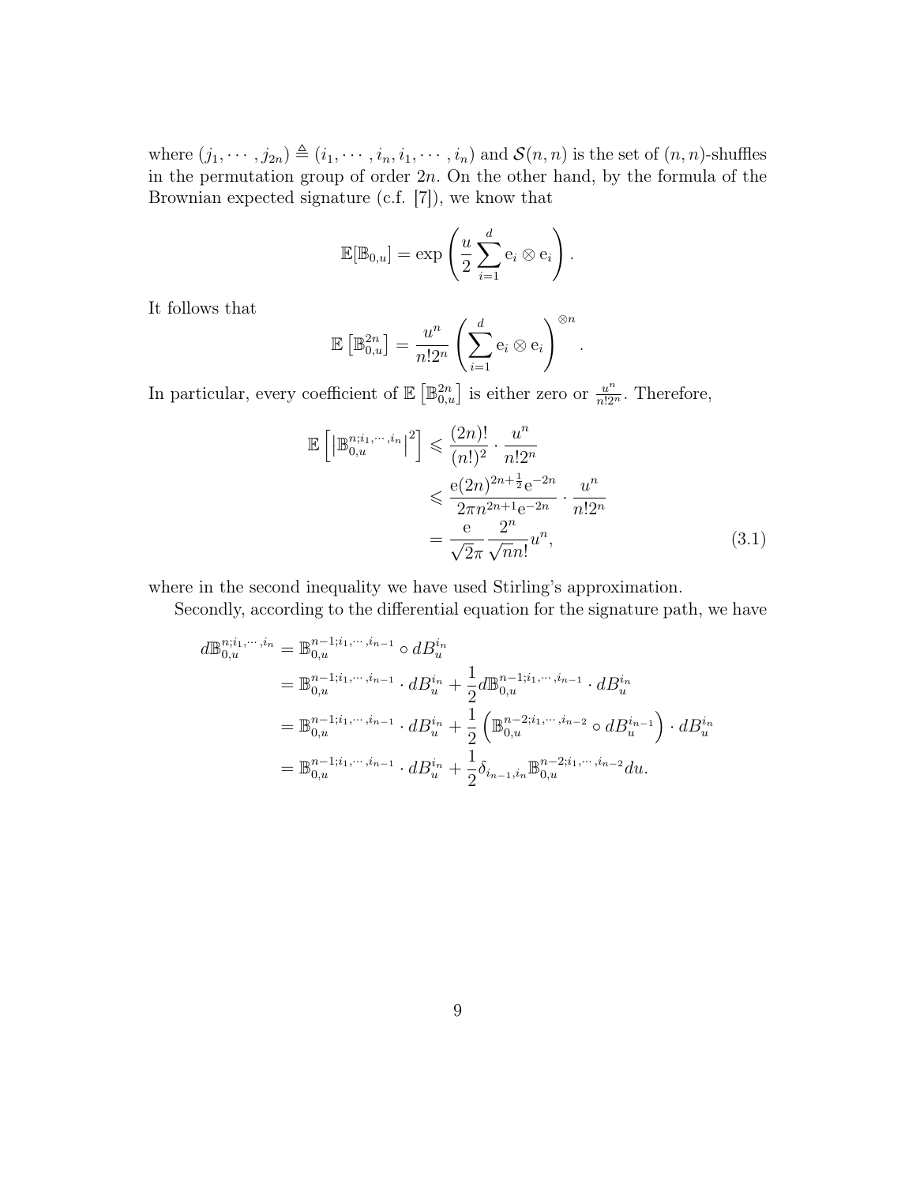where $(j_1, \cdots, j_{2n}) \triangleq (i_1, \cdots, i_n, i_1, \cdots, i_n)$ and $\mathcal{S}(n,n)$ is the set of $(n,n)$-shuffles in the permutation group of order $2n$. On the other hand, by the formula of the Brownian expected signature (c.f. [7]), we know that

$$\mathbb{E}[\mathbb{B}_{0,u}] = \exp\left(\frac{u}{2}\sum_{i=1}^{d} \mathrm{e}_i \otimes \mathrm{e}_i\right).$$

It follows that

$$\mathbb{E}\left[\mathbb{B}_{0,u}^{2n}\right] = \frac{u^n}{n!2^n}\left(\sum_{i=1}^{d} \mathrm{e}_i \otimes \mathrm{e}_i\right)^{\otimes n}.$$

In particular, every coefficient of $\mathbb{E}\left[\mathbb{B}_{0,u}^{2n}\right]$ is either zero or $\frac{u^n}{n!2^n}$. Therefore,

$$\begin{aligned}
\mathbb{E}\left[\left|\mathbb{B}_{0,u}^{n;i_1,\cdots,i_n}\right|^2\right] &\leqslant \frac{(2n)!}{(n!)^2}\cdot\frac{u^n}{n!2^n} \\
&\leqslant \frac{\mathrm{e}(2n)^{2n+\frac{1}{2}}\mathrm{e}^{-2n}}{2\pi n^{2n+1}\mathrm{e}^{-2n}}\cdot\frac{u^n}{n!2^n} \\
&= \frac{\mathrm{e}}{\sqrt{2}\pi}\frac{2^n}{\sqrt{n}n!}u^n, \qquad (3.1)
\end{aligned}$$

where in the second inequality we have used Stirling's approximation.

Secondly, according to the differential equation for the signature path, we have

$$\begin{aligned}
d\mathbb{B}_{0,u}^{n;i_1,\cdots,i_n} &= \mathbb{B}_{0,u}^{n-1;i_1,\cdots,i_{n-1}} \circ dB_u^{i_n} \\
&= \mathbb{B}_{0,u}^{n-1;i_1,\cdots,i_{n-1}} \cdot dB_u^{i_n} + \frac{1}{2}d\mathbb{B}_{0,u}^{n-1;i_1,\cdots,i_{n-1}} \cdot dB_u^{i_n} \\
&= \mathbb{B}_{0,u}^{n-1;i_1,\cdots,i_{n-1}} \cdot dB_u^{i_n} + \frac{1}{2}\left(\mathbb{B}_{0,u}^{n-2;i_1,\cdots,i_{n-2}} \circ dB_u^{i_{n-1}}\right) \cdot dB_u^{i_n} \\
&= \mathbb{B}_{0,u}^{n-1;i_1,\cdots,i_{n-1}} \cdot dB_u^{i_n} + \frac{1}{2}\delta_{i_{n-1},i_n}\mathbb{B}_{0,u}^{n-2;i_1,\cdots,i_{n-2}}du.
\end{aligned}$$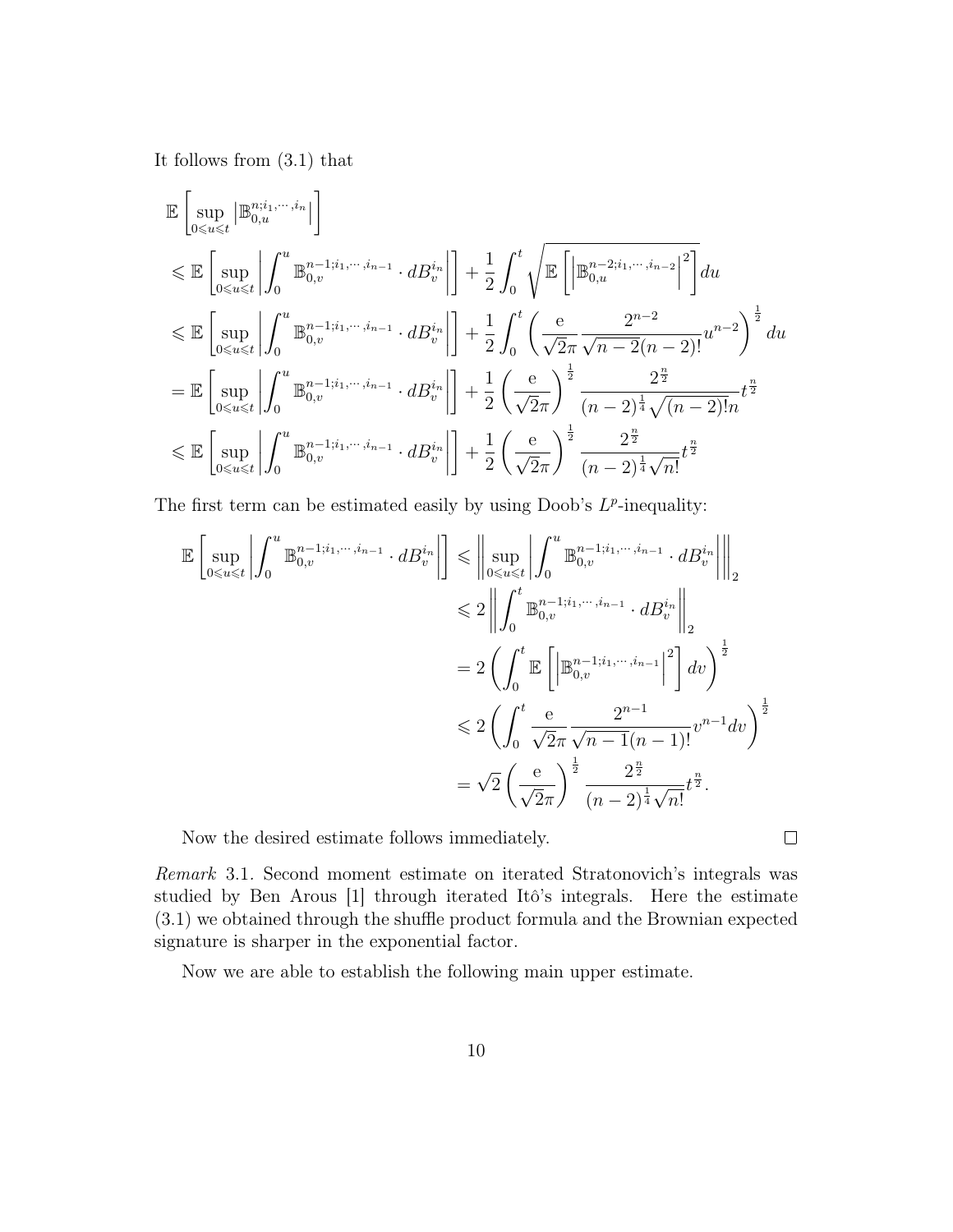It follows from (3.1) that

$$
\begin{aligned}
&\mathbb{E}\left[\sup_{0\leqslant u\leqslant t}\left|\mathbb{B}_{0,u}^{n;i_1,\cdots,i_n}\right|\right] \\
&\leqslant \mathbb{E}\left[\sup_{0\leqslant u\leqslant t}\left|\int_0^u \mathbb{B}_{0,v}^{n-1;i_1,\cdots,i_{n-1}}\cdot dB_v^{i_n}\right|\right]+\frac{1}{2}\int_0^t\sqrt{\mathbb{E}\left[\left|\mathbb{B}_{0,u}^{n-2;i_1,\cdots,i_{n-2}}\right|^2\right]}du \\
&\leqslant \mathbb{E}\left[\sup_{0\leqslant u\leqslant t}\left|\int_0^u \mathbb{B}_{0,v}^{n-1;i_1,\cdots,i_{n-1}}\cdot dB_v^{i_n}\right|\right]+\frac{1}{2}\int_0^t\left(\frac{\mathrm{e}}{\sqrt{2}\pi}\frac{2^{n-2}}{\sqrt{n-2}(n-2)!}u^{n-2}\right)^{\frac{1}{2}}du \\
&= \mathbb{E}\left[\sup_{0\leqslant u\leqslant t}\left|\int_0^u \mathbb{B}_{0,v}^{n-1;i_1,\cdots,i_{n-1}}\cdot dB_v^{i_n}\right|\right]+\frac{1}{2}\left(\frac{\mathrm{e}}{\sqrt{2}\pi}\right)^{\frac{1}{2}}\frac{2^{\frac{n}{2}}}{(n-2)^{\frac{1}{4}}\sqrt{(n-2)!}n}t^{\frac{n}{2}} \\
&\leqslant \mathbb{E}\left[\sup_{0\leqslant u\leqslant t}\left|\int_0^u \mathbb{B}_{0,v}^{n-1;i_1,\cdots,i_{n-1}}\cdot dB_v^{i_n}\right|\right]+\frac{1}{2}\left(\frac{\mathrm{e}}{\sqrt{2}\pi}\right)^{\frac{1}{2}}\frac{2^{\frac{n}{2}}}{(n-2)^{\frac{1}{4}}\sqrt{n!}}t^{\frac{n}{2}}
\end{aligned}
$$

The first term can be estimated easily by using Doob's $L^p$-inequality:

$$
\begin{aligned}
\mathbb{E}\left[\sup_{0\leqslant u\leqslant t}\left|\int_0^u \mathbb{B}_{0,v}^{n-1;i_1,\cdots,i_{n-1}}\cdot dB_v^{i_n}\right|\right] &\leqslant \left\|\sup_{0\leqslant u\leqslant t}\left|\int_0^u \mathbb{B}_{0,v}^{n-1;i_1,\cdots,i_{n-1}}\cdot dB_v^{i_n}\right|\right\|_2 \\
&\leqslant 2\left\|\int_0^t \mathbb{B}_{0,v}^{n-1;i_1,\cdots,i_{n-1}}\cdot dB_v^{i_n}\right\|_2 \\
&= 2\left(\int_0^t\mathbb{E}\left[\left|\mathbb{B}_{0,v}^{n-1;i_1,\cdots,i_{n-1}}\right|^2\right]dv\right)^{\frac{1}{2}} \\
&\leqslant 2\left(\int_0^t\frac{\mathrm{e}}{\sqrt{2}\pi}\frac{2^{n-1}}{\sqrt{n-1}(n-1)!}v^{n-1}dv\right)^{\frac{1}{2}} \\
&= \sqrt{2}\left(\frac{\mathrm{e}}{\sqrt{2}\pi}\right)^{\frac{1}{2}}\frac{2^{\frac{n}{2}}}{(n-2)^{\frac{1}{4}}\sqrt{n!}}t^{\frac{n}{2}}.
\end{aligned}
$$

Now the desired estimate follows immediately. □

*Remark* 3.1. Second moment estimate on iterated Stratonovich's integrals was studied by Ben Arous [1] through iterated Itô's integrals. Here the estimate (3.1) we obtained through the shuffle product formula and the Brownian expected signature is sharper in the exponential factor.

Now we are able to establish the following main upper estimate.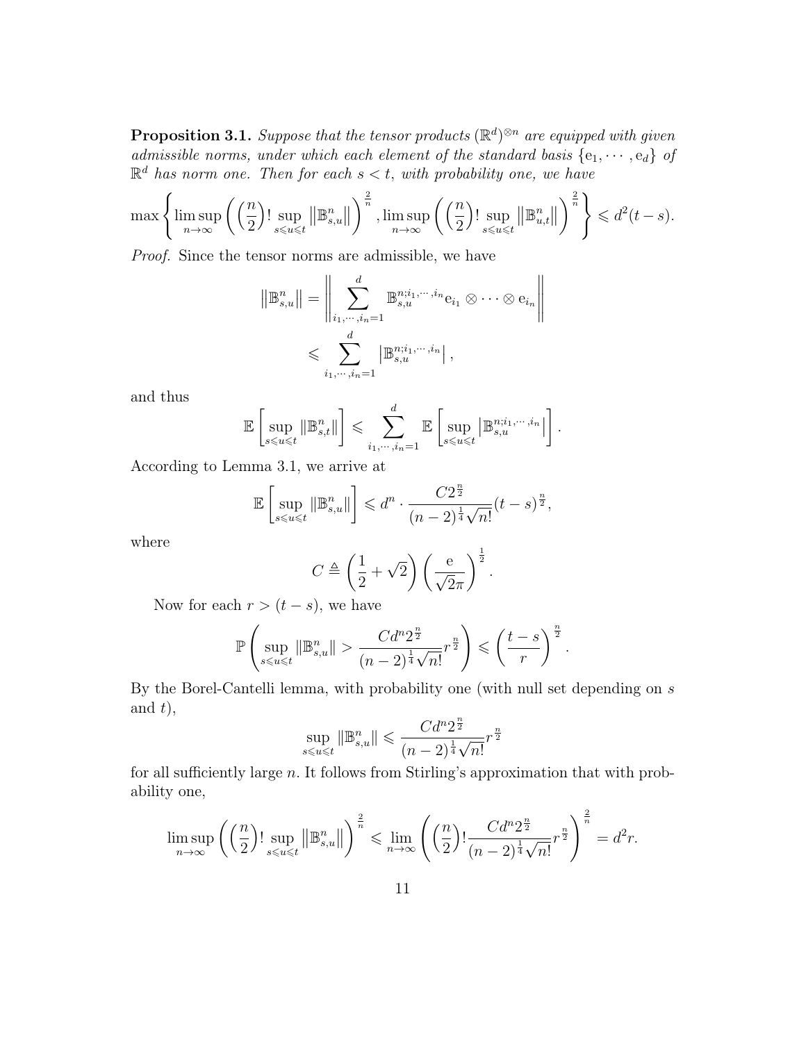**Proposition 3.1.** *Suppose that the tensor products $(\mathbb{R}^d)^{\otimes n}$ are equipped with given admissible norms, under which each element of the standard basis $\{\mathrm{e}_1, \cdots, \mathrm{e}_d\}$ of $\mathbb{R}^d$ has norm one. Then for each $s < t$, with probability one, we have*

$$\max\left\{\limsup_{n\to\infty}\left(\left(\frac{n}{2}\right)!\sup_{s\leqslant u\leqslant t}\left\|\mathbb{B}^n_{s,u}\right\|\right)^{\frac{2}{n}}, \limsup_{n\to\infty}\left(\left(\frac{n}{2}\right)!\sup_{s\leqslant u\leqslant t}\left\|\mathbb{B}^n_{u,t}\right\|\right)^{\frac{2}{n}}\right\} \leqslant d^2(t-s).$$

*Proof.* Since the tensor norms are admissible, we have

$$\begin{aligned}\left\|\mathbb{B}^n_{s,u}\right\| &= \left\|\sum_{i_1,\cdots,i_n=1}^{d}\mathbb{B}^{n;i_1,\cdots,i_n}_{s,u}\mathrm{e}_{i_1}\otimes\cdots\otimes\mathrm{e}_{i_n}\right\| \\ &\leqslant \sum_{i_1,\cdots,i_n=1}^{d}\left|\mathbb{B}^{n;i_1,\cdots,i_n}_{s,u}\right|,\end{aligned}$$

and thus

$$\mathbb{E}\left[\sup_{s\leqslant u\leqslant t}\|\mathbb{B}^n_{s,t}\|\right] \leqslant \sum_{i_1,\cdots,i_n=1}^{d}\mathbb{E}\left[\sup_{s\leqslant u\leqslant t}\left|\mathbb{B}^{n;i_1,\cdots,i_n}_{s,u}\right|\right].$$

According to Lemma 3.1, we arrive at

$$\mathbb{E}\left[\sup_{s\leqslant u\leqslant t}\|\mathbb{B}^n_{s,u}\|\right] \leqslant d^n\cdot\frac{C2^{\frac{n}{2}}}{(n-2)^{\frac{1}{4}}\sqrt{n!}}(t-s)^{\frac{n}{2}},$$

where

$$C \triangleq \left(\frac{1}{2}+\sqrt{2}\right)\left(\frac{\mathrm{e}}{\sqrt{2}\pi}\right)^{\frac{1}{2}}.$$

Now for each $r > (t-s)$, we have

$$\mathbb{P}\left(\sup_{s\leqslant u\leqslant t}\|\mathbb{B}^n_{s,u}\| > \frac{Cd^n2^{\frac{n}{2}}}{(n-2)^{\frac{1}{4}}\sqrt{n!}}r^{\frac{n}{2}}\right) \leqslant \left(\frac{t-s}{r}\right)^{\frac{n}{2}}.$$

By the Borel-Cantelli lemma, with probability one (with null set depending on $s$ and $t$),

$$\sup_{s\leqslant u\leqslant t}\|\mathbb{B}^n_{s,u}\| \leqslant \frac{Cd^n2^{\frac{n}{2}}}{(n-2)^{\frac{1}{4}}\sqrt{n!}}r^{\frac{n}{2}}$$

for all sufficiently large $n$. It follows from Stirling's approximation that with probability one,

$$\limsup_{n\to\infty}\left(\left(\frac{n}{2}\right)!\sup_{s\leqslant u\leqslant t}\left\|\mathbb{B}^n_{s,u}\right\|\right)^{\frac{2}{n}} \leqslant \lim_{n\to\infty}\left(\left(\frac{n}{2}\right)!\frac{Cd^n2^{\frac{n}{2}}}{(n-2)^{\frac{1}{4}}\sqrt{n!}}r^{\frac{n}{2}}\right)^{\frac{2}{n}} = d^2r.$$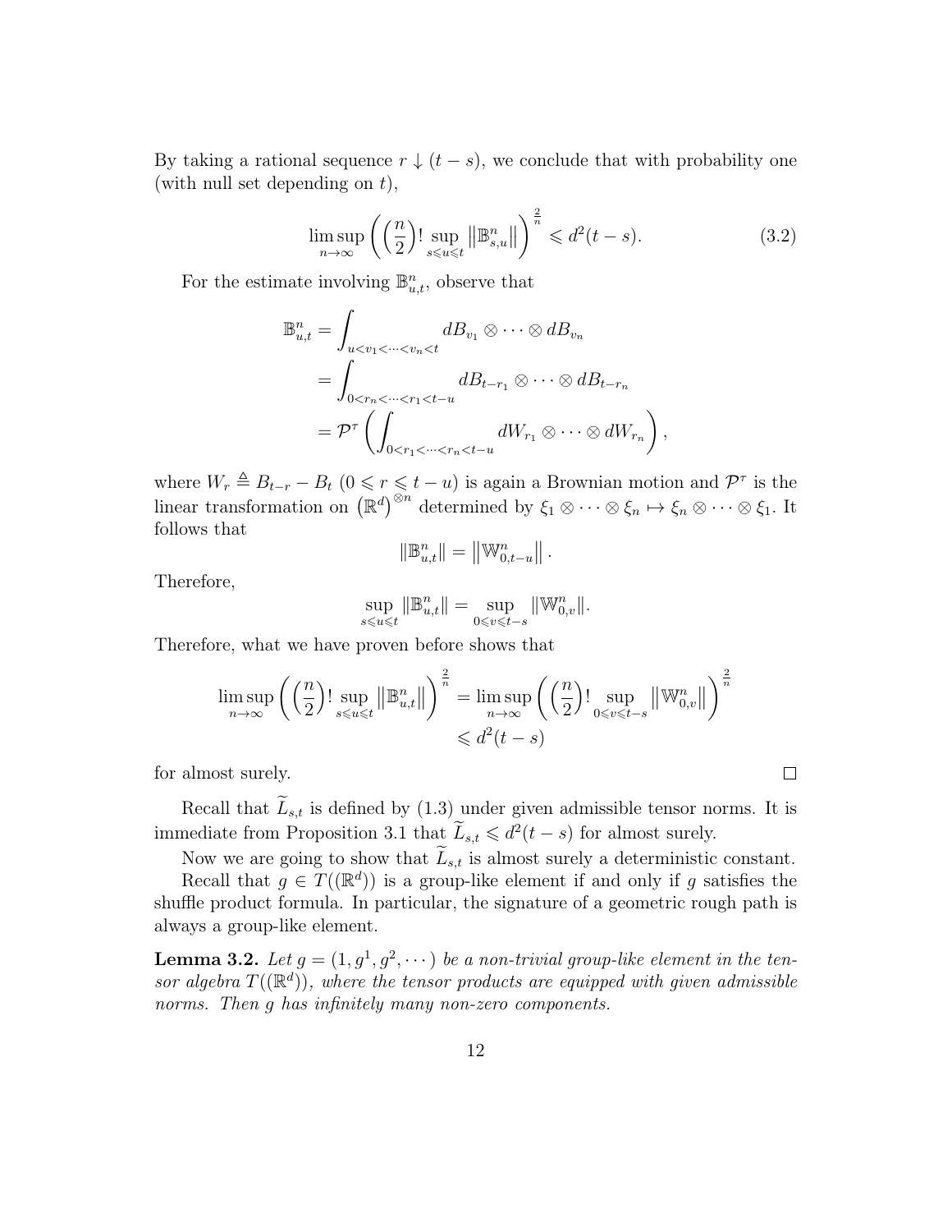By taking a rational sequence $r \downarrow (t-s)$, we conclude that with probability one (with null set depending on $t$),

$$\limsup_{n\to\infty} \left( \left(\frac{n}{2}\right)! \sup_{s\leqslant u\leqslant t} \left\|\mathbb{B}^n_{s,u}\right\| \right)^{\frac{2}{n}} \leqslant d^2(t-s). \tag{3.2}$$

For the estimate involving $\mathbb{B}^n_{u,t}$, observe that

$$\begin{aligned}
\mathbb{B}^n_{u,t} &= \int_{u<v_1<\cdots<v_n<t} dB_{v_1} \otimes \cdots \otimes dB_{v_n} \\
&= \int_{0<r_n<\cdots<r_1<t-u} dB_{t-r_1} \otimes \cdots \otimes dB_{t-r_n} \\
&= \mathcal{P}^\tau \left( \int_{0<r_1<\cdots<r_n<t-u} dW_{r_1} \otimes \cdots \otimes dW_{r_n} \right),
\end{aligned}$$

where $W_r \triangleq B_{t-r} - B_t$ $(0 \leqslant r \leqslant t-u)$ is again a Brownian motion and $\mathcal{P}^\tau$ is the linear transformation on $\left(\mathbb{R}^d\right)^{\otimes n}$ determined by $\xi_1 \otimes \cdots \otimes \xi_n \mapsto \xi_n \otimes \cdots \otimes \xi_1$. It follows that

$$\|\mathbb{B}^n_{u,t}\| = \left\|\mathbb{W}^n_{0,t-u}\right\|.$$

Therefore,

$$\sup_{s\leqslant u\leqslant t} \|\mathbb{B}^n_{u,t}\| = \sup_{0\leqslant v\leqslant t-s} \|\mathbb{W}^n_{0,v}\|.$$

Therefore, what we have proven before shows that

$$\begin{aligned}
\limsup_{n\to\infty} \left( \left(\frac{n}{2}\right)! \sup_{s\leqslant u\leqslant t} \left\|\mathbb{B}^n_{u,t}\right\| \right)^{\frac{2}{n}} &= \limsup_{n\to\infty} \left( \left(\frac{n}{2}\right)! \sup_{0\leqslant v\leqslant t-s} \left\|\mathbb{W}^n_{0,v}\right\| \right)^{\frac{2}{n}} \\
&\leqslant d^2(t-s)
\end{aligned}$$

for almost surely. ∎

Recall that $\widetilde{L}_{s,t}$ is defined by (1.3) under given admissible tensor norms. It is immediate from Proposition 3.1 that $\widetilde{L}_{s,t} \leqslant d^2(t-s)$ for almost surely.

Now we are going to show that $\widetilde{L}_{s,t}$ is almost surely a deterministic constant.

Recall that $g \in T((\mathbb{R}^d))$ is a group-like element if and only if $g$ satisfies the shuffle product formula. In particular, the signature of a geometric rough path is always a group-like element.

**Lemma 3.2.** *Let $g = (1, g^1, g^2, \cdots)$ be a non-trivial group-like element in the tensor algebra $T((\mathbb{R}^d))$, where the tensor products are equipped with given admissible norms. Then $g$ has infinitely many non-zero components.*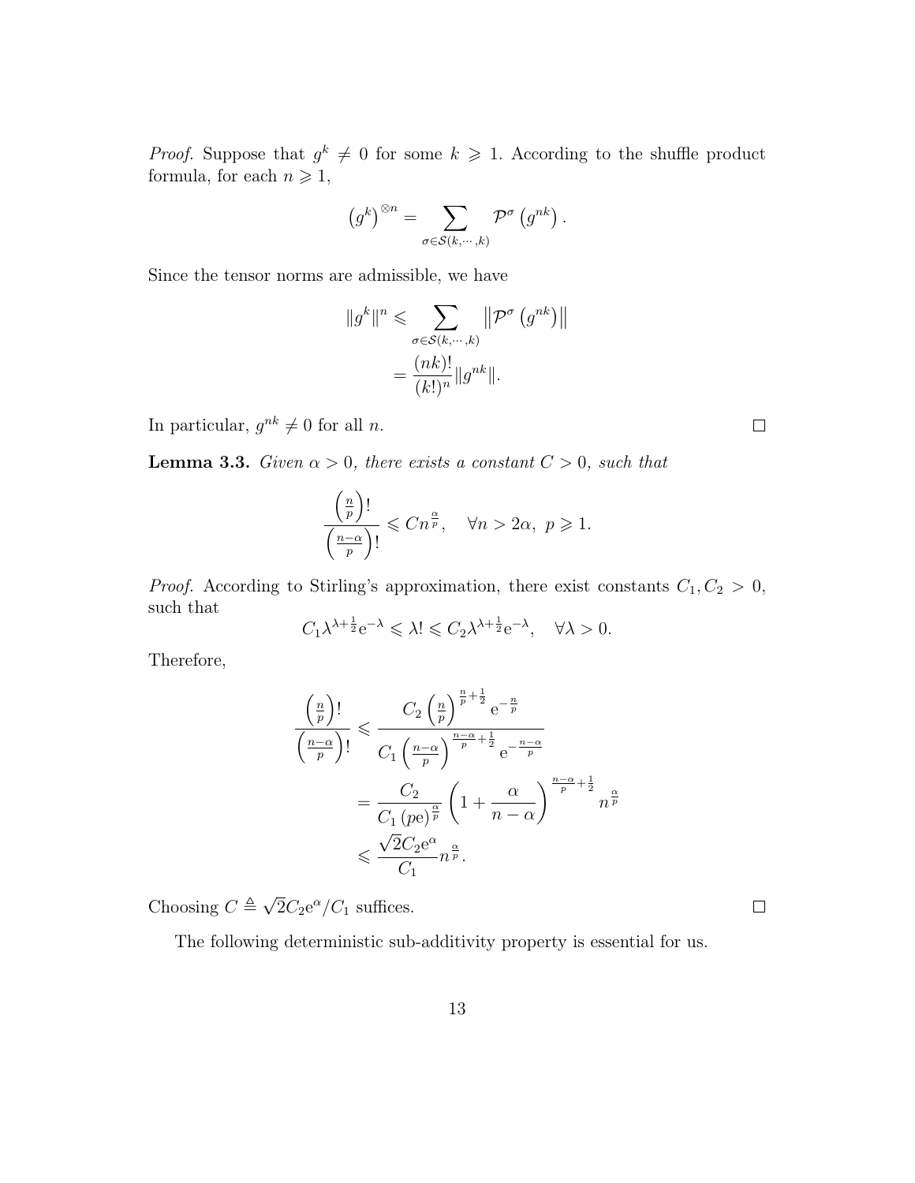*Proof.* Suppose that $g^k \neq 0$ for some $k \geqslant 1$. According to the shuffle product formula, for each $n \geqslant 1$,

$$\left(g^k\right)^{\otimes n} = \sum_{\sigma \in \mathcal{S}(k,\cdots,k)} \mathcal{P}^\sigma\left(g^{nk}\right).$$

Since the tensor norms are admissible, we have

$$\begin{aligned}
\|g^k\|^n &\leqslant \sum_{\sigma \in \mathcal{S}(k,\cdots,k)} \left\|\mathcal{P}^\sigma\left(g^{nk}\right)\right\| \\
&= \frac{(nk)!}{(k!)^n}\|g^{nk}\|.
\end{aligned}$$

In particular, $g^{nk} \neq 0$ for all $n$. $\square$

**Lemma 3.3.** *Given $\alpha > 0$, there exists a constant $C > 0$, such that*

$$\frac{\left(\frac{n}{p}\right)!}{\left(\frac{n-\alpha}{p}\right)!} \leqslant C n^{\frac{\alpha}{p}}, \quad \forall n > 2\alpha,\ p \geqslant 1.$$

*Proof.* According to Stirling's approximation, there exist constants $C_1, C_2 > 0$, such that

$$C_1 \lambda^{\lambda+\frac{1}{2}} \mathrm{e}^{-\lambda} \leqslant \lambda! \leqslant C_2 \lambda^{\lambda+\frac{1}{2}} \mathrm{e}^{-\lambda}, \quad \forall \lambda > 0.$$

Therefore,

$$\begin{aligned}
\frac{\left(\frac{n}{p}\right)!}{\left(\frac{n-\alpha}{p}\right)!} &\leqslant \frac{C_2\left(\frac{n}{p}\right)^{\frac{n}{p}+\frac{1}{2}} \mathrm{e}^{-\frac{n}{p}}}{C_1\left(\frac{n-\alpha}{p}\right)^{\frac{n-\alpha}{p}+\frac{1}{2}} \mathrm{e}^{-\frac{n-\alpha}{p}}} \\
&= \frac{C_2}{C_1 (p\mathrm{e})^{\frac{\alpha}{p}}}\left(1+\frac{\alpha}{n-\alpha}\right)^{\frac{n-\alpha}{p}+\frac{1}{2}} n^{\frac{\alpha}{p}} \\
&\leqslant \frac{\sqrt{2} C_2 \mathrm{e}^\alpha}{C_1} n^{\frac{\alpha}{p}}.
\end{aligned}$$

Choosing $C \triangleq \sqrt{2} C_2 \mathrm{e}^\alpha / C_1$ suffices. $\square$

The following deterministic sub-additivity property is essential for us.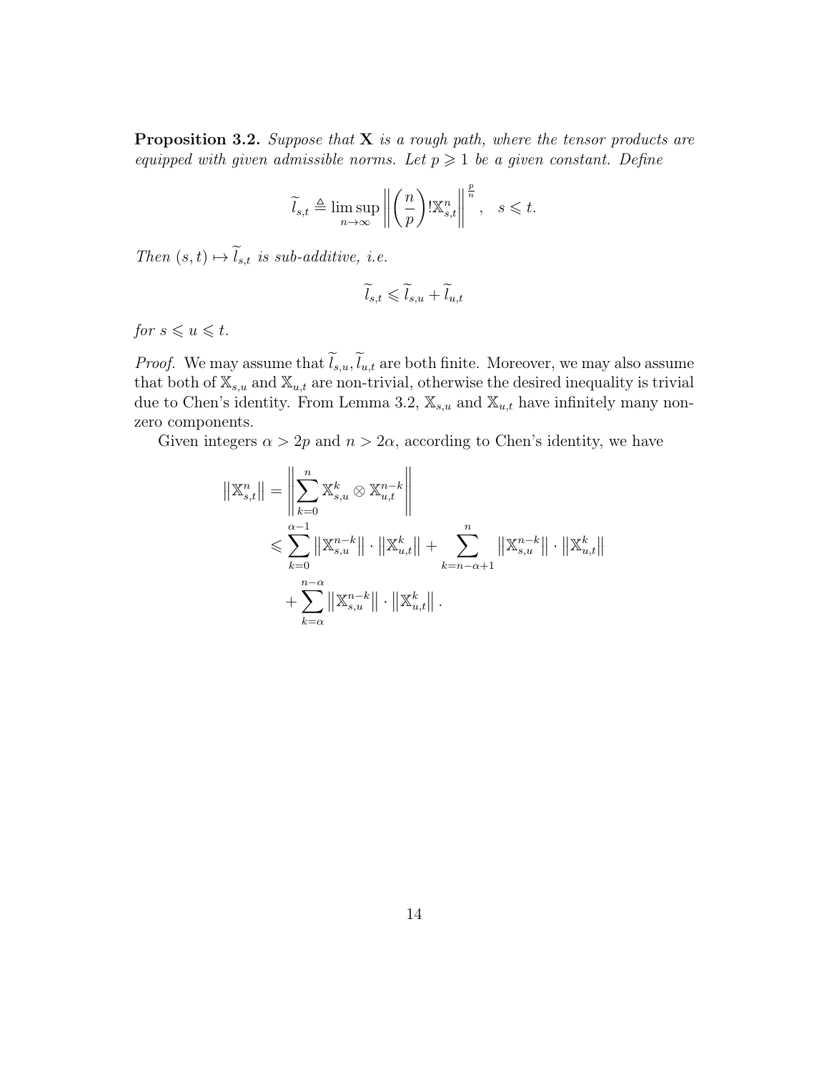**Proposition 3.2.** *Suppose that $\mathbf{X}$ is a rough path, where the tensor products are equipped with given admissible norms. Let $p \geqslant 1$ be a given constant. Define*

$$\widetilde{l}_{s,t} \triangleq \limsup_{n\to\infty} \left\| \left(\frac{n}{p}\right)! \mathbb{X}_{s,t}^{n} \right\|^{\frac{p}{n}}, \quad s \leqslant t.$$

*Then $(s,t) \mapsto \widetilde{l}_{s,t}$ is sub-additive, i.e.*

$$\widetilde{l}_{s,t} \leqslant \widetilde{l}_{s,u} + \widetilde{l}_{u,t}$$

*for $s \leqslant u \leqslant t$.*

*Proof.* We may assume that $\widetilde{l}_{s,u}, \widetilde{l}_{u,t}$ are both finite. Moreover, we may also assume that both of $\mathbb{X}_{s,u}$ and $\mathbb{X}_{u,t}$ are non-trivial, otherwise the desired inequality is trivial due to Chen's identity. From Lemma 3.2, $\mathbb{X}_{s,u}$ and $\mathbb{X}_{u,t}$ have infinitely many non-zero components.

Given integers $\alpha > 2p$ and $n > 2\alpha$, according to Chen's identity, we have

$$\begin{aligned}
\left\|\mathbb{X}_{s,t}^{n}\right\| &= \left\| \sum_{k=0}^{n} \mathbb{X}_{s,u}^{k} \otimes \mathbb{X}_{u,t}^{n-k} \right\| \\
&\leqslant \sum_{k=0}^{\alpha-1} \left\|\mathbb{X}_{s,u}^{n-k}\right\| \cdot \left\|\mathbb{X}_{u,t}^{k}\right\| + \sum_{k=n-\alpha+1}^{n} \left\|\mathbb{X}_{s,u}^{n-k}\right\| \cdot \left\|\mathbb{X}_{u,t}^{k}\right\| \\
&\quad + \sum_{k=\alpha}^{n-\alpha} \left\|\mathbb{X}_{s,u}^{n-k}\right\| \cdot \left\|\mathbb{X}_{u,t}^{k}\right\|.
\end{aligned}$$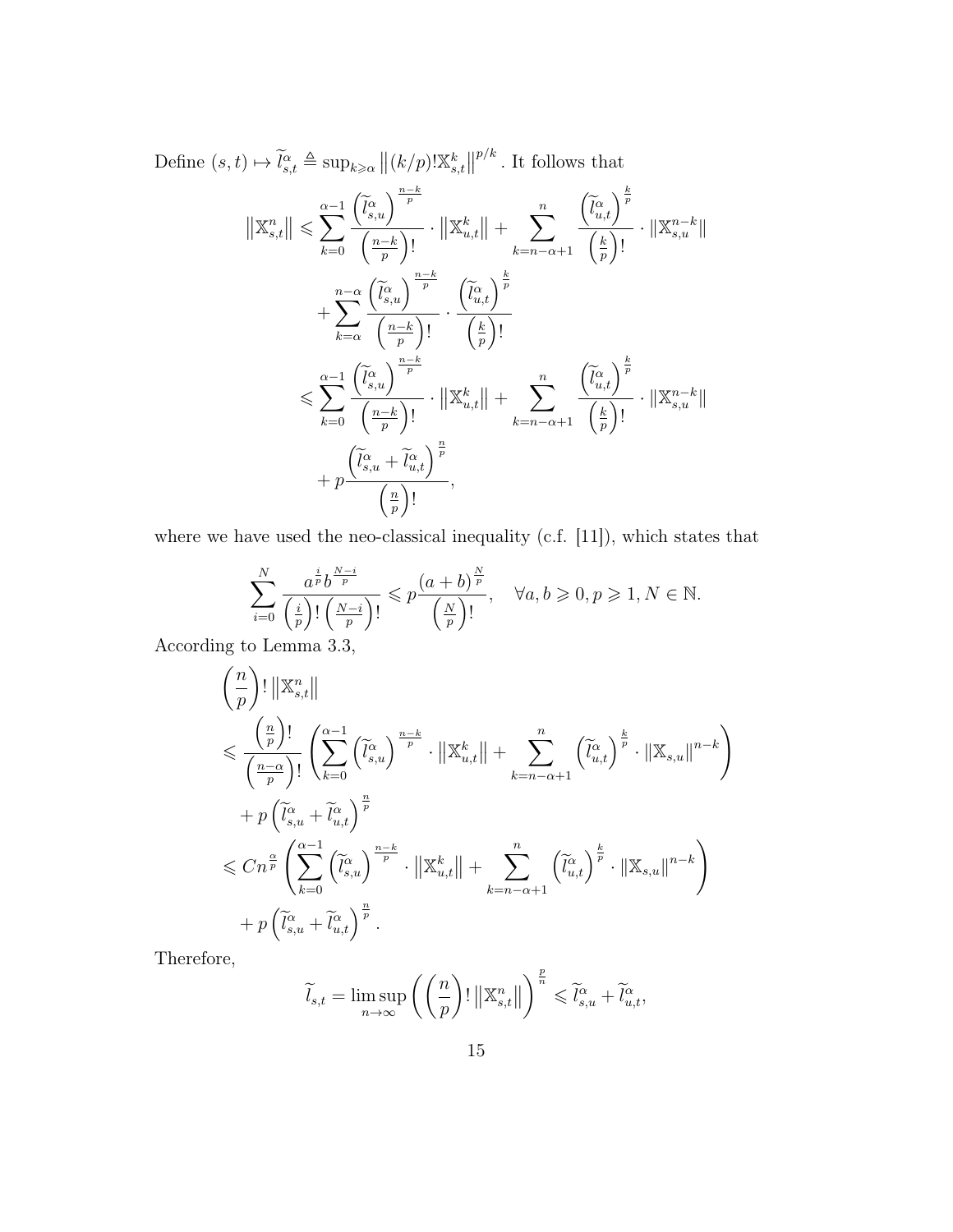Define $(s,t) \mapsto \widetilde{l}_{s,t}^{\alpha} \triangleq \sup_{k \geqslant \alpha} \left\| (k/p)! \mathbb{X}_{s,t}^{k} \right\|^{p/k}$. It follows that

$$
\begin{aligned}
\left\|\mathbb{X}_{s,t}^{n}\right\| &\leqslant \sum_{k=0}^{\alpha-1} \frac{\left(\widetilde{l}_{s,u}^{\alpha}\right)^{\frac{n-k}{p}}}{\left(\frac{n-k}{p}\right)!} \cdot \left\|\mathbb{X}_{u,t}^{k}\right\| + \sum_{k=n-\alpha+1}^{n} \frac{\left(\widetilde{l}_{u,t}^{\alpha}\right)^{\frac{k}{p}}}{\left(\frac{k}{p}\right)!} \cdot \left\|\mathbb{X}_{s,u}^{n-k}\right\| \\
&\quad + \sum_{k=\alpha}^{n-\alpha} \frac{\left(\widetilde{l}_{s,u}^{\alpha}\right)^{\frac{n-k}{p}}}{\left(\frac{n-k}{p}\right)!} \cdot \frac{\left(\widetilde{l}_{u,t}^{\alpha}\right)^{\frac{k}{p}}}{\left(\frac{k}{p}\right)!} \\
&\leqslant \sum_{k=0}^{\alpha-1} \frac{\left(\widetilde{l}_{s,u}^{\alpha}\right)^{\frac{n-k}{p}}}{\left(\frac{n-k}{p}\right)!} \cdot \left\|\mathbb{X}_{u,t}^{k}\right\| + \sum_{k=n-\alpha+1}^{n} \frac{\left(\widetilde{l}_{u,t}^{\alpha}\right)^{\frac{k}{p}}}{\left(\frac{k}{p}\right)!} \cdot \left\|\mathbb{X}_{s,u}^{n-k}\right\| \\
&\quad + p \frac{\left(\widetilde{l}_{s,u}^{\alpha} + \widetilde{l}_{u,t}^{\alpha}\right)^{\frac{n}{p}}}{\left(\frac{n}{p}\right)!},
\end{aligned}
$$

where we have used the neo-classical inequality (c.f. [11]), which states that

$$
\sum_{i=0}^{N} \frac{a^{\frac{i}{p}} b^{\frac{N-i}{p}}}{\left(\frac{i}{p}\right)! \left(\frac{N-i}{p}\right)!} \leqslant p \frac{(a+b)^{\frac{N}{p}}}{\left(\frac{N}{p}\right)!}, \quad \forall a, b \geqslant 0, p \geqslant 1, N \in \mathbb{N}.
$$

According to Lemma 3.3,

$$
\begin{aligned}
&\left(\frac{n}{p}\right)! \left\|\mathbb{X}_{s,t}^{n}\right\| \\
&\leqslant \frac{\left(\frac{n}{p}\right)!}{\left(\frac{n-\alpha}{p}\right)!} \left( \sum_{k=0}^{\alpha-1} \left(\widetilde{l}_{s,u}^{\alpha}\right)^{\frac{n-k}{p}} \cdot \left\|\mathbb{X}_{u,t}^{k}\right\| + \sum_{k=n-\alpha+1}^{n} \left(\widetilde{l}_{u,t}^{\alpha}\right)^{\frac{k}{p}} \cdot \left\|\mathbb{X}_{s,u}\right\|^{n-k} \right) \\
&\quad + p \left(\widetilde{l}_{s,u}^{\alpha} + \widetilde{l}_{u,t}^{\alpha}\right)^{\frac{n}{p}} \\
&\leqslant C n^{\frac{\alpha}{p}} \left( \sum_{k=0}^{\alpha-1} \left(\widetilde{l}_{s,u}^{\alpha}\right)^{\frac{n-k}{p}} \cdot \left\|\mathbb{X}_{u,t}^{k}\right\| + \sum_{k=n-\alpha+1}^{n} \left(\widetilde{l}_{u,t}^{\alpha}\right)^{\frac{k}{p}} \cdot \left\|\mathbb{X}_{s,u}\right\|^{n-k} \right) \\
&\quad + p \left(\widetilde{l}_{s,u}^{\alpha} + \widetilde{l}_{u,t}^{\alpha}\right)^{\frac{n}{p}}.
\end{aligned}
$$

Therefore,

$$
\widetilde{l}_{s,t} = \limsup_{n \to \infty} \left( \left(\frac{n}{p}\right)! \left\|\mathbb{X}_{s,t}^{n}\right\| \right)^{\frac{p}{n}} \leqslant \widetilde{l}_{s,u}^{\alpha} + \widetilde{l}_{u,t}^{\alpha},
$$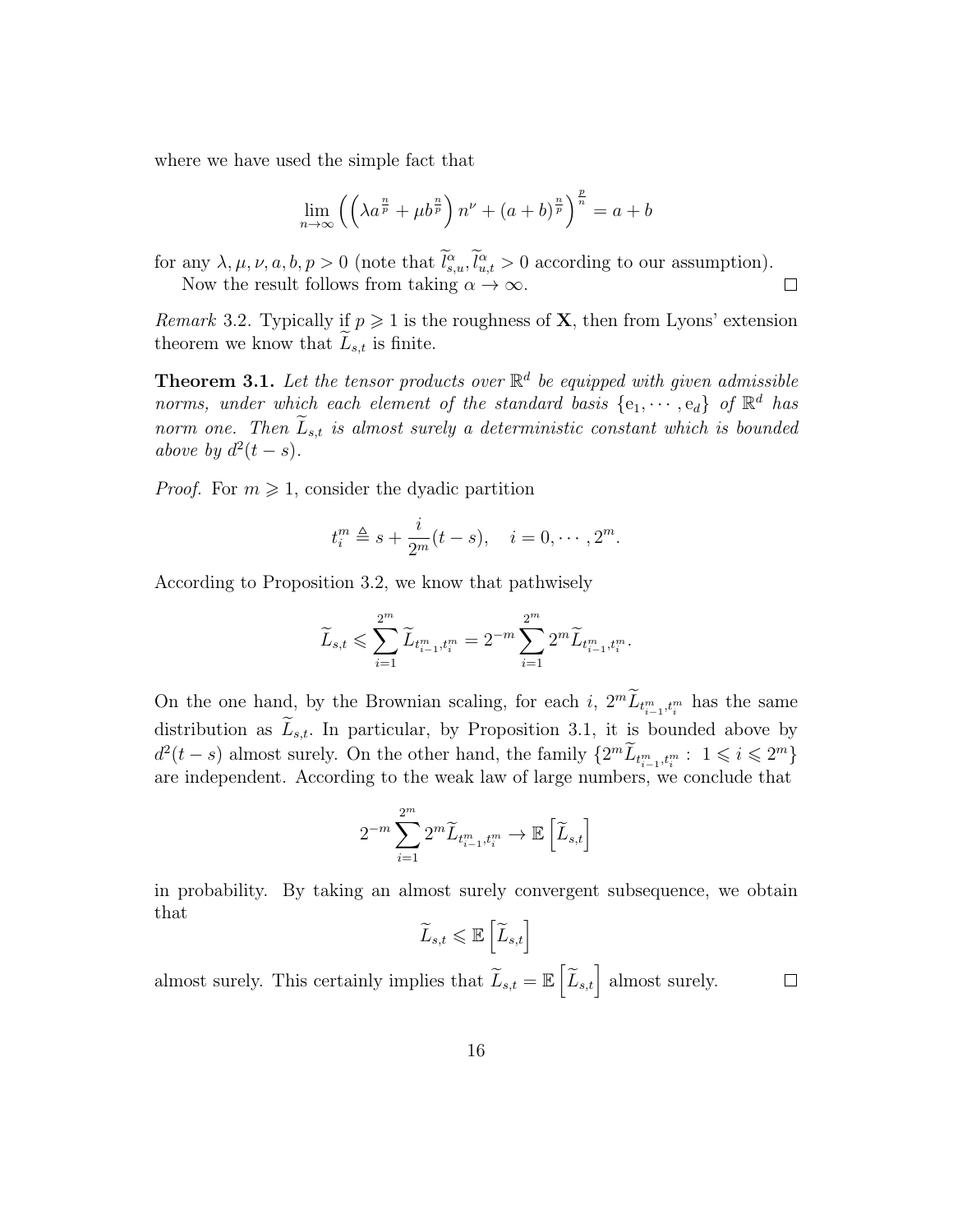where we have used the simple fact that

$$
\lim_{n\to\infty}\left(\left(\lambda a^{\frac{n}{p}}+\mu b^{\frac{n}{p}}\right)n^{\nu}+(a+b)^{\frac{n}{p}}\right)^{\frac{p}{n}}=a+b
$$

for any $\lambda,\mu,\nu,a,b,p>0$ (note that $\widetilde{l}^{\alpha}_{s,u},\widetilde{l}^{\alpha}_{u,t}>0$ according to our assumption).

Now the result follows from taking $\alpha\to\infty$. $\square$

*Remark* 3.2. Typically if $p\geqslant 1$ is the roughness of $\mathbf{X}$, then from Lyons' extension theorem we know that $\widetilde{L}_{s,t}$ is finite.

**Theorem 3.1.** *Let the tensor products over $\mathbb{R}^d$ be equipped with given admissible norms, under which each element of the standard basis $\{\mathrm{e}_1,\cdots,\mathrm{e}_d\}$ of $\mathbb{R}^d$ has norm one. Then $\widetilde{L}_{s,t}$ is almost surely a deterministic constant which is bounded above by $d^2(t-s)$.*

*Proof.* For $m\geqslant 1$, consider the dyadic partition

$$
t^m_i\triangleq s+\frac{i}{2^m}(t-s),\quad i=0,\cdots,2^m.
$$

According to Proposition 3.2, we know that pathwisely

$$
\widetilde{L}_{s,t}\leqslant\sum_{i=1}^{2^m}\widetilde{L}_{t^m_{i-1},t^m_i}=2^{-m}\sum_{i=1}^{2^m}2^m\widetilde{L}_{t^m_{i-1},t^m_i}.
$$

On the one hand, by the Brownian scaling, for each $i$, $2^m\widetilde{L}_{t^m_{i-1},t^m_i}$ has the same distribution as $\widetilde{L}_{s,t}$. In particular, by Proposition 3.1, it is bounded above by $d^2(t-s)$ almost surely. On the other hand, the family $\{2^m\widetilde{L}_{t^m_{i-1},t^m_i}:\ 1\leqslant i\leqslant 2^m\}$ are independent. According to the weak law of large numbers, we conclude that

$$
2^{-m}\sum_{i=1}^{2^m}2^m\widetilde{L}_{t^m_{i-1},t^m_i}\to\mathbb{E}\left[\widetilde{L}_{s,t}\right]
$$

in probability. By taking an almost surely convergent subsequence, we obtain that

$$
\widetilde{L}_{s,t}\leqslant\mathbb{E}\left[\widetilde{L}_{s,t}\right]
$$

almost surely. This certainly implies that $\widetilde{L}_{s,t}=\mathbb{E}\left[\widetilde{L}_{s,t}\right]$ almost surely. $\square$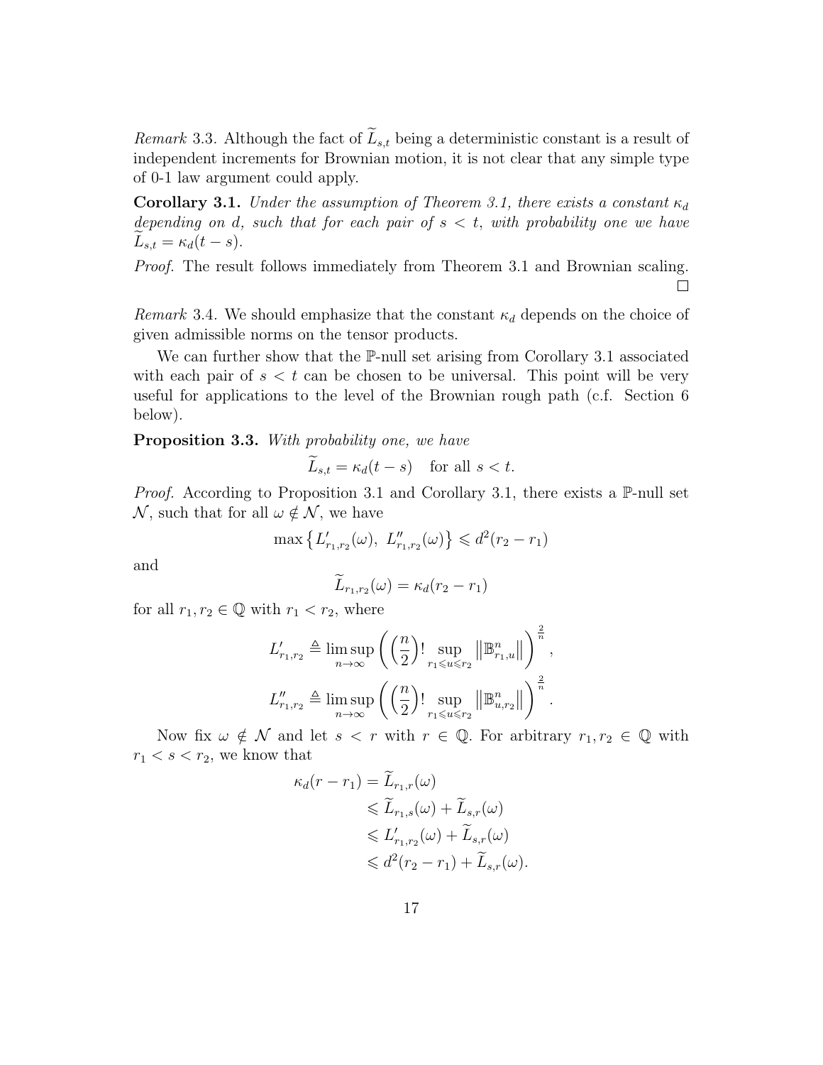*Remark* 3.3. Although the fact of $\widetilde{L}_{s,t}$ being a deterministic constant is a result of independent increments for Brownian motion, it is not clear that any simple type of 0-1 law argument could apply.

**Corollary 3.1.** *Under the assumption of Theorem 3.1, there exists a constant $\kappa_d$ depending on $d$, such that for each pair of $s < t$, with probability one we have $\widetilde{L}_{s,t} = \kappa_d(t-s)$.*

*Proof.* The result follows immediately from Theorem 3.1 and Brownian scaling. □

*Remark* 3.4. We should emphasize that the constant $\kappa_d$ depends on the choice of given admissible norms on the tensor products.

We can further show that the $\mathbb{P}$-null set arising from Corollary 3.1 associated with each pair of $s < t$ can be chosen to be universal. This point will be very useful for applications to the level of the Brownian rough path (c.f. Section 6 below).

**Proposition 3.3.** *With probability one, we have*

$$\widetilde{L}_{s,t} = \kappa_d(t-s) \quad \text{for all } s < t.$$

*Proof.* According to Proposition 3.1 and Corollary 3.1, there exists a $\mathbb{P}$-null set $\mathcal{N}$, such that for all $\omega \notin \mathcal{N}$, we have

$$\max\left\{L'_{r_1,r_2}(\omega),\ L''_{r_1,r_2}(\omega)\right\} \leqslant d^2(r_2 - r_1)$$

and

$$\widetilde{L}_{r_1,r_2}(\omega) = \kappa_d(r_2 - r_1)$$

for all $r_1, r_2 \in \mathbb{Q}$ with $r_1 < r_2$, where

$$L'_{r_1,r_2} \triangleq \limsup_{n\to\infty}\left(\left(\frac{n}{2}\right)! \sup_{r_1 \leqslant u \leqslant r_2}\left\|\mathbb{B}^n_{r_1,u}\right\|\right)^{\frac{2}{n}},$$

$$L''_{r_1,r_2} \triangleq \limsup_{n\to\infty}\left(\left(\frac{n}{2}\right)! \sup_{r_1 \leqslant u \leqslant r_2}\left\|\mathbb{B}^n_{u,r_2}\right\|\right)^{\frac{2}{n}}.$$

Now fix $\omega \notin \mathcal{N}$ and let $s < r$ with $r \in \mathbb{Q}$. For arbitrary $r_1, r_2 \in \mathbb{Q}$ with $r_1 < s < r_2$, we know that

$$\begin{aligned}
\kappa_d(r - r_1) &= \widetilde{L}_{r_1,r}(\omega) \\
&\leqslant \widetilde{L}_{r_1,s}(\omega) + \widetilde{L}_{s,r}(\omega) \\
&\leqslant L'_{r_1,r_2}(\omega) + \widetilde{L}_{s,r}(\omega) \\
&\leqslant d^2(r_2 - r_1) + \widetilde{L}_{s,r}(\omega).
\end{aligned}$$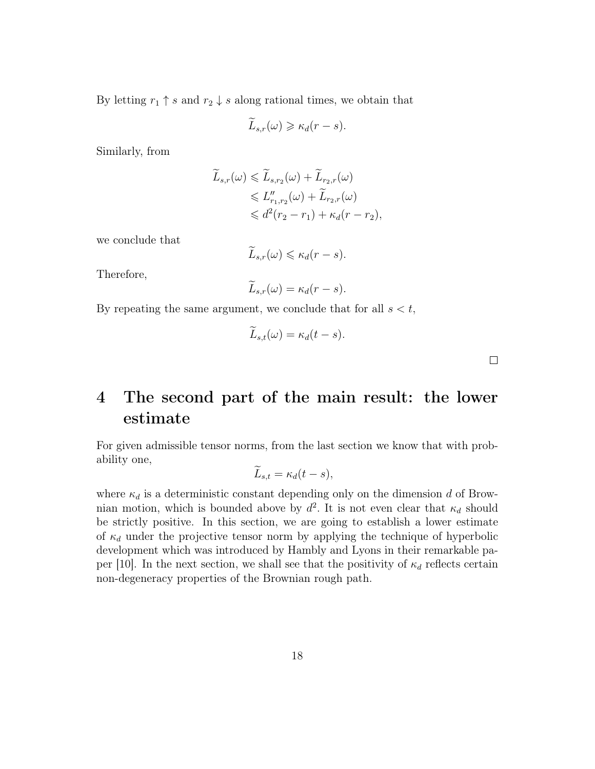By letting $r_1 \uparrow s$ and $r_2 \downarrow s$ along rational times, we obtain that

$$\widetilde{L}_{s,r}(\omega) \geqslant \kappa_d (r-s).$$

Similarly, from

$$\begin{aligned}
\widetilde{L}_{s,r}(\omega) &\leqslant \widetilde{L}_{s,r_2}(\omega) + \widetilde{L}_{r_2,r}(\omega) \\
&\leqslant L''_{r_1,r_2}(\omega) + \widetilde{L}_{r_2,r}(\omega) \\
&\leqslant d^2(r_2 - r_1) + \kappa_d(r - r_2),
\end{aligned}$$

we conclude that

$$\widetilde{L}_{s,r}(\omega) \leqslant \kappa_d (r-s).$$

Therefore,

$$\widetilde{L}_{s,r}(\omega) = \kappa_d (r-s).$$

By repeating the same argument, we conclude that for all $s < t$,

$$\widetilde{L}_{s,t}(\omega) = \kappa_d (t-s).$$

□

# 4 The second part of the main result: the lower estimate

For given admissible tensor norms, from the last section we know that with probability one,

$$\widetilde{L}_{s,t} = \kappa_d (t-s),$$

where $\kappa_d$ is a deterministic constant depending only on the dimension $d$ of Brownian motion, which is bounded above by $d^2$. It is not even clear that $\kappa_d$ should be strictly positive. In this section, we are going to establish a lower estimate of $\kappa_d$ under the projective tensor norm by applying the technique of hyperbolic development which was introduced by Hambly and Lyons in their remarkable paper [10]. In the next section, we shall see that the positivity of $\kappa_d$ reflects certain non-degeneracy properties of the Brownian rough path.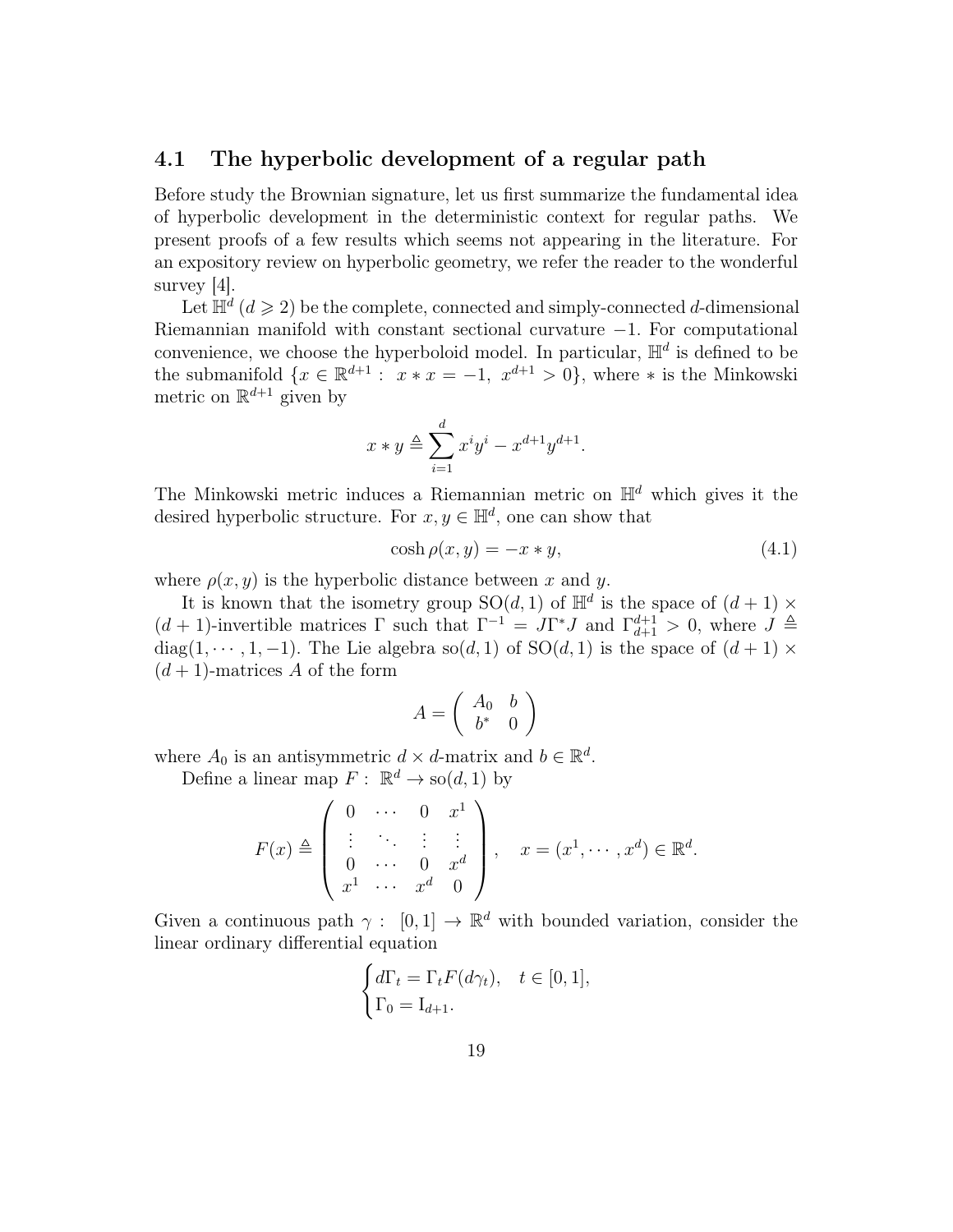### 4.1 The hyperbolic development of a regular path

Before study the Brownian signature, let us first summarize the fundamental idea of hyperbolic development in the deterministic context for regular paths. We present proofs of a few results which seems not appearing in the literature. For an expository review on hyperbolic geometry, we refer the reader to the wonderful survey [4].

Let $\mathbb{H}^d$ ($d \geqslant 2$) be the complete, connected and simply-connected $d$-dimensional Riemannian manifold with constant sectional curvature $-1$. For computational convenience, we choose the hyperboloid model. In particular, $\mathbb{H}^d$ is defined to be the submanifold $\{x \in \mathbb{R}^{d+1} : \ x * x = -1, \ x^{d+1} > 0\}$, where $*$ is the Minkowski metric on $\mathbb{R}^{d+1}$ given by

$$x * y \triangleq \sum_{i=1}^{d} x^i y^i - x^{d+1} y^{d+1}.$$

The Minkowski metric induces a Riemannian metric on $\mathbb{H}^d$ which gives it the desired hyperbolic structure. For $x, y \in \mathbb{H}^d$, one can show that

$$\cosh \rho(x, y) = -x * y, \tag{4.1}$$

where $\rho(x, y)$ is the hyperbolic distance between $x$ and $y$.

It is known that the isometry group $\mathrm{SO}(d,1)$ of $\mathbb{H}^d$ is the space of $(d+1) \times (d+1)$-invertible matrices $\Gamma$ such that $\Gamma^{-1} = J\Gamma^* J$ and $\Gamma^{d+1}_{d+1} > 0$, where $J \triangleq \mathrm{diag}(1, \cdots, 1, -1)$. The Lie algebra $\mathrm{so}(d,1)$ of $\mathrm{SO}(d,1)$ is the space of $(d+1) \times (d+1)$-matrices $A$ of the form

$$A = \begin{pmatrix} A_0 & b \\ b^* & 0 \end{pmatrix}$$

where $A_0$ is an antisymmetric $d \times d$-matrix and $b \in \mathbb{R}^d$.

Define a linear map $F : \ \mathbb{R}^d \to \mathrm{so}(d,1)$ by

$$F(x) \triangleq \begin{pmatrix} 0 & \cdots & 0 & x^1 \\ \vdots & \ddots & \vdots & \vdots \\ 0 & \cdots & 0 & x^d \\ x^1 & \cdots & x^d & 0 \end{pmatrix}, \quad x = (x^1, \cdots, x^d) \in \mathbb{R}^d.$$

Given a continuous path $\gamma : \ [0,1] \to \mathbb{R}^d$ with bounded variation, consider the linear ordinary differential equation

$$\begin{cases} d\Gamma_t = \Gamma_t F(d\gamma_t), & t \in [0,1], \\ \Gamma_0 = \mathrm{I}_{d+1}. \end{cases}$$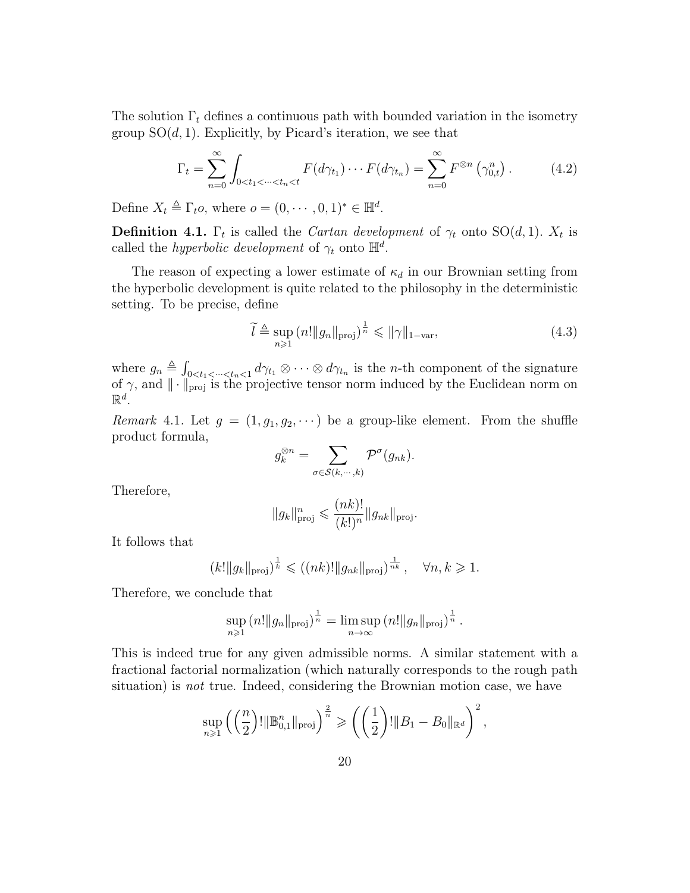The solution $\Gamma_t$ defines a continuous path with bounded variation in the isometry group $\mathrm{SO}(d,1)$. Explicitly, by Picard's iteration, we see that

$$\Gamma_t = \sum_{n=0}^{\infty} \int_{0<t_1<\cdots<t_n<t} F(d\gamma_{t_1})\cdots F(d\gamma_{t_n}) = \sum_{n=0}^{\infty} F^{\otimes n}\left(\gamma_{0,t}^n\right). \tag{4.2}$$

Define $X_t \triangleq \Gamma_t o$, where $o = (0,\cdots,0,1)^* \in \mathbb{H}^d$.

**Definition 4.1.** $\Gamma_t$ is called the *Cartan development* of $\gamma_t$ onto $\mathrm{SO}(d,1)$. $X_t$ is called the *hyperbolic development* of $\gamma_t$ onto $\mathbb{H}^d$.

The reason of expecting a lower estimate of $\kappa_d$ in our Brownian setting from the hyperbolic development is quite related to the philosophy in the deterministic setting. To be precise, define

$$\widetilde{l} \triangleq \sup_{n\geqslant 1} \left(n!\|g_n\|_{\mathrm{proj}}\right)^{\frac{1}{n}} \leqslant \|\gamma\|_{1-\mathrm{var}}, \tag{4.3}$$

where $g_n \triangleq \int_{0<t_1<\cdots<t_n<1} d\gamma_{t_1}\otimes\cdots\otimes d\gamma_{t_n}$ is the $n$-th component of the signature of $\gamma$, and $\|\cdot\|_{\mathrm{proj}}$ is the projective tensor norm induced by the Euclidean norm on $\mathbb{R}^d$.

*Remark* 4.1. Let $g = (1, g_1, g_2, \cdots)$ be a group-like element. From the shuffle product formula,

$$g_k^{\otimes n} = \sum_{\sigma\in\mathcal{S}(k,\cdots,k)} \mathcal{P}^{\sigma}(g_{nk}).$$

Therefore,

$$\|g_k\|_{\mathrm{proj}}^n \leqslant \frac{(nk)!}{(k!)^n}\|g_{nk}\|_{\mathrm{proj}}.$$

It follows that

$$\left(k!\|g_k\|_{\mathrm{proj}}\right)^{\frac{1}{k}} \leqslant \left((nk)!\|g_{nk}\|_{\mathrm{proj}}\right)^{\frac{1}{nk}}, \quad \forall n,k\geqslant 1.$$

Therefore, we conclude that

$$\sup_{n\geqslant 1}\left(n!\|g_n\|_{\mathrm{proj}}\right)^{\frac{1}{n}} = \limsup_{n\to\infty}\left(n!\|g_n\|_{\mathrm{proj}}\right)^{\frac{1}{n}}.$$

This is indeed true for any given admissible norms. A similar statement with a fractional factorial normalization (which naturally corresponds to the rough path situation) is *not* true. Indeed, considering the Brownian motion case, we have

$$\sup_{n\geqslant 1}\left(\left(\frac{n}{2}\right)!\|\mathbb{B}_{0,1}^n\|_{\mathrm{proj}}\right)^{\frac{2}{n}} \geqslant \left(\left(\frac{1}{2}\right)!\|B_1 - B_0\|_{\mathbb{R}^d}\right)^2,$$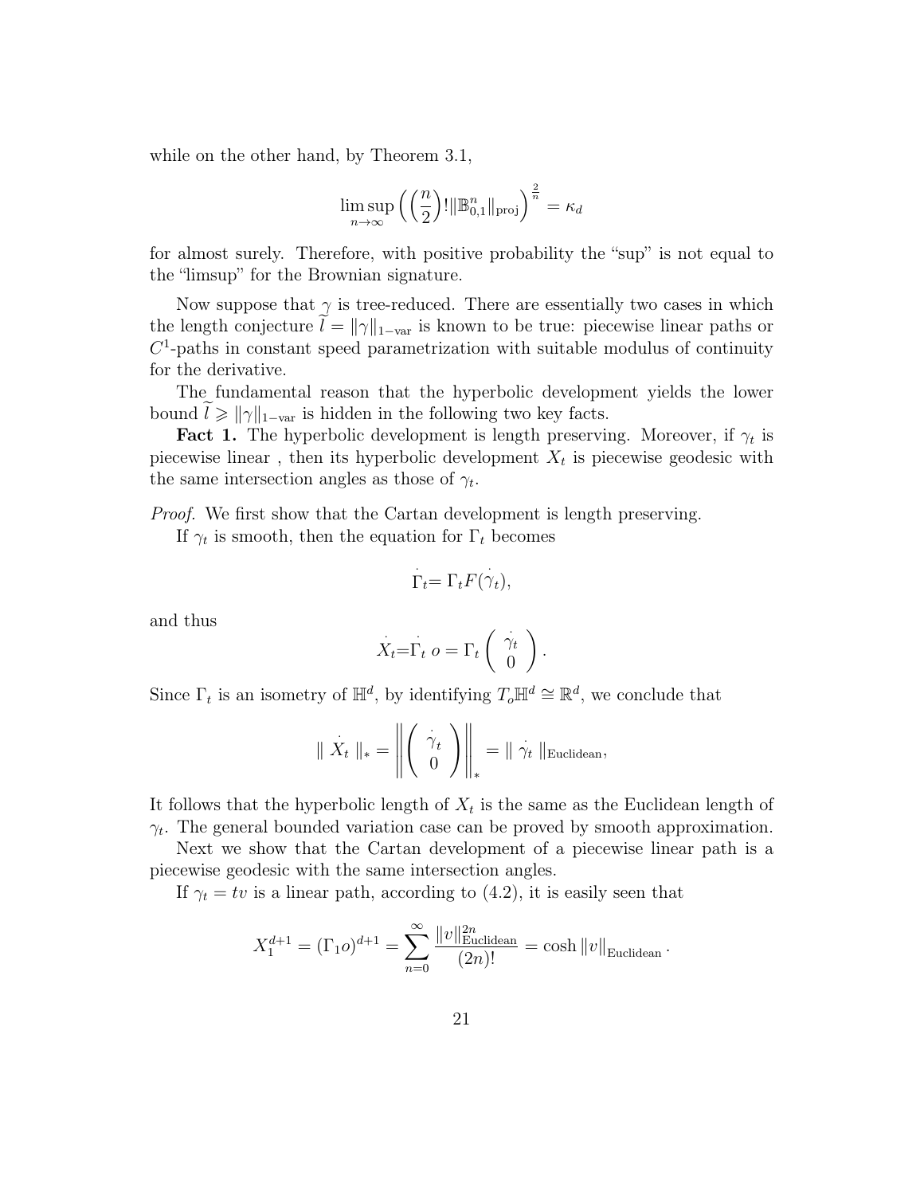while on the other hand, by Theorem 3.1,

$$\limsup_{n\to\infty}\left(\left(\frac{n}{2}\right)!\|\mathbb{B}^n_{0,1}\|_{\mathrm{proj}}\right)^{\frac{2}{n}}=\kappa_d$$

for almost surely. Therefore, with positive probability the "sup" is not equal to the "limsup" for the Brownian signature.

Now suppose that $\gamma$ is tree-reduced. There are essentially two cases in which the length conjecture $\widetilde{l}=\|\gamma\|_{1-\mathrm{var}}$ is known to be true: piecewise linear paths or $C^1$-paths in constant speed parametrization with suitable modulus of continuity for the derivative.

The fundamental reason that the hyperbolic development yields the lower bound $\widetilde{l}\geqslant\|\gamma\|_{1-\mathrm{var}}$ is hidden in the following two key facts.

**Fact 1.** The hyperbolic development is length preserving. Moreover, if $\gamma_t$ is piecewise linear , then its hyperbolic development $X_t$ is piecewise geodesic with the same intersection angles as those of $\gamma_t$.

*Proof.* We first show that the Cartan development is length preserving.

If $\gamma_t$ is smooth, then the equation for $\Gamma_t$ becomes

$$\dot{\Gamma}_t=\Gamma_t F(\dot{\gamma}_t),$$

and thus

$$\dot{X}_t=\dot{\Gamma}_t\, o=\Gamma_t\begin{pmatrix}\dot{\gamma}_t\\ 0\end{pmatrix}.$$

Since $\Gamma_t$ is an isometry of $\mathbb{H}^d$, by identifying $T_o\mathbb{H}^d\cong\mathbb{R}^d$, we conclude that

$$\|\dot{X}_t\|_*=\left\|\begin{pmatrix}\dot{\gamma}_t\\ 0\end{pmatrix}\right\|_*=\|\dot{\gamma}_t\|_{\mathrm{Euclidean}},$$

It follows that the hyperbolic length of $X_t$ is the same as the Euclidean length of $\gamma_t$. The general bounded variation case can be proved by smooth approximation.

Next we show that the Cartan development of a piecewise linear path is a piecewise geodesic with the same intersection angles.

If $\gamma_t=tv$ is a linear path, according to (4.2), it is easily seen that

$$X_1^{d+1}=(\Gamma_1 o)^{d+1}=\sum_{n=0}^{\infty}\frac{\|v\|_{\mathrm{Euclidean}}^{2n}}{(2n)!}=\cosh\|v\|_{\mathrm{Euclidean}}.$$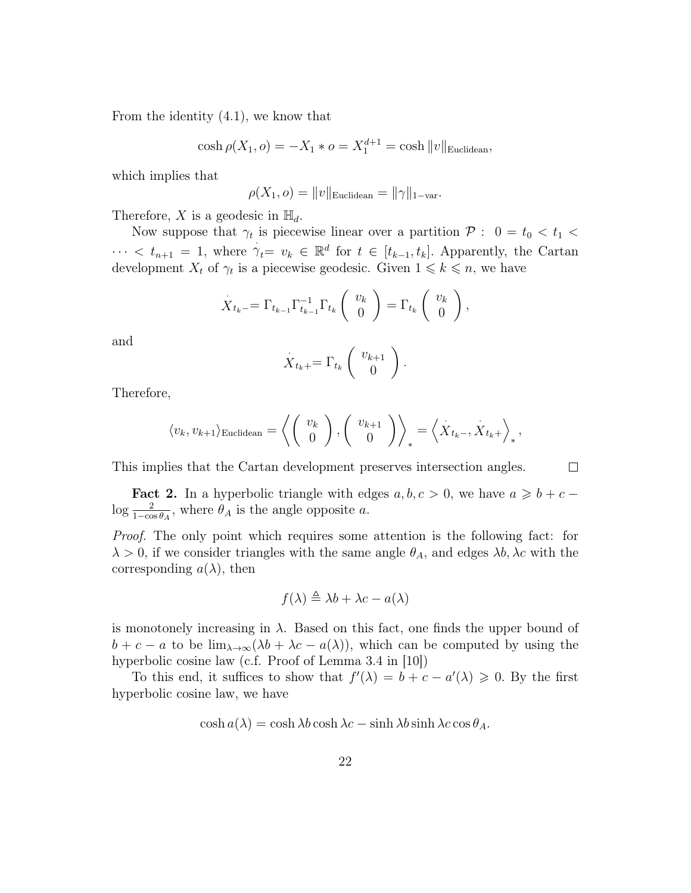From the identity (4.1), we know that

$$\cosh \rho(X_1, o) = -X_1 * o = X_1^{d+1} = \cosh \|v\|_{\text{Euclidean}},$$

which implies that

$$\rho(X_1, o) = \|v\|_{\text{Euclidean}} = \|\gamma\|_{1-\text{var}}.$$

Therefore, $X$ is a geodesic in $\mathbb{H}_d$.

Now suppose that $\gamma_t$ is piecewise linear over a partition $\mathcal{P}: \ 0 = t_0 < t_1 < \cdots < t_{n+1} = 1$, where $\dot{\gamma}_t = v_k \in \mathbb{R}^d$ for $t \in [t_{k-1}, t_k]$. Apparently, the Cartan development $X_t$ of $\gamma_t$ is a piecewise geodesic. Given $1 \leqslant k \leqslant n$, we have

$$\dot{X}_{t_k -} = \Gamma_{t_{k-1}} \Gamma_{t_{k-1}}^{-1} \Gamma_{t_k} \begin{pmatrix} v_k \\ 0 \end{pmatrix} = \Gamma_{t_k} \begin{pmatrix} v_k \\ 0 \end{pmatrix},$$

and

$$\dot{X}_{t_k +} = \Gamma_{t_k} \begin{pmatrix} v_{k+1} \\ 0 \end{pmatrix}.$$

Therefore,

$$\langle v_k, v_{k+1} \rangle_{\text{Euclidean}} = \left\langle \begin{pmatrix} v_k \\ 0 \end{pmatrix}, \begin{pmatrix} v_{k+1} \\ 0 \end{pmatrix} \right\rangle_* = \left\langle \dot{X}_{t_k -}, \dot{X}_{t_k +} \right\rangle_*,$$

This implies that the Cartan development preserves intersection angles. $\square$

**Fact 2.** In a hyperbolic triangle with edges $a, b, c > 0$, we have $a \geqslant b + c - \log \frac{2}{1 - \cos \theta_A}$, where $\theta_A$ is the angle opposite $a$.

*Proof.* The only point which requires some attention is the following fact: for $\lambda > 0$, if we consider triangles with the same angle $\theta_A$, and edges $\lambda b, \lambda c$ with the corresponding $a(\lambda)$, then

$$f(\lambda) \triangleq \lambda b + \lambda c - a(\lambda)$$

is monotonely increasing in $\lambda$. Based on this fact, one finds the upper bound of $b + c - a$ to be $\lim_{\lambda \to \infty} (\lambda b + \lambda c - a(\lambda))$, which can be computed by using the hyperbolic cosine law (c.f. Proof of Lemma 3.4 in [10])

To this end, it suffices to show that $f'(\lambda) = b + c - a'(\lambda) \geqslant 0$. By the first hyperbolic cosine law, we have

$$\cosh a(\lambda) = \cosh \lambda b \cosh \lambda c - \sinh \lambda b \sinh \lambda c \cos \theta_A.$$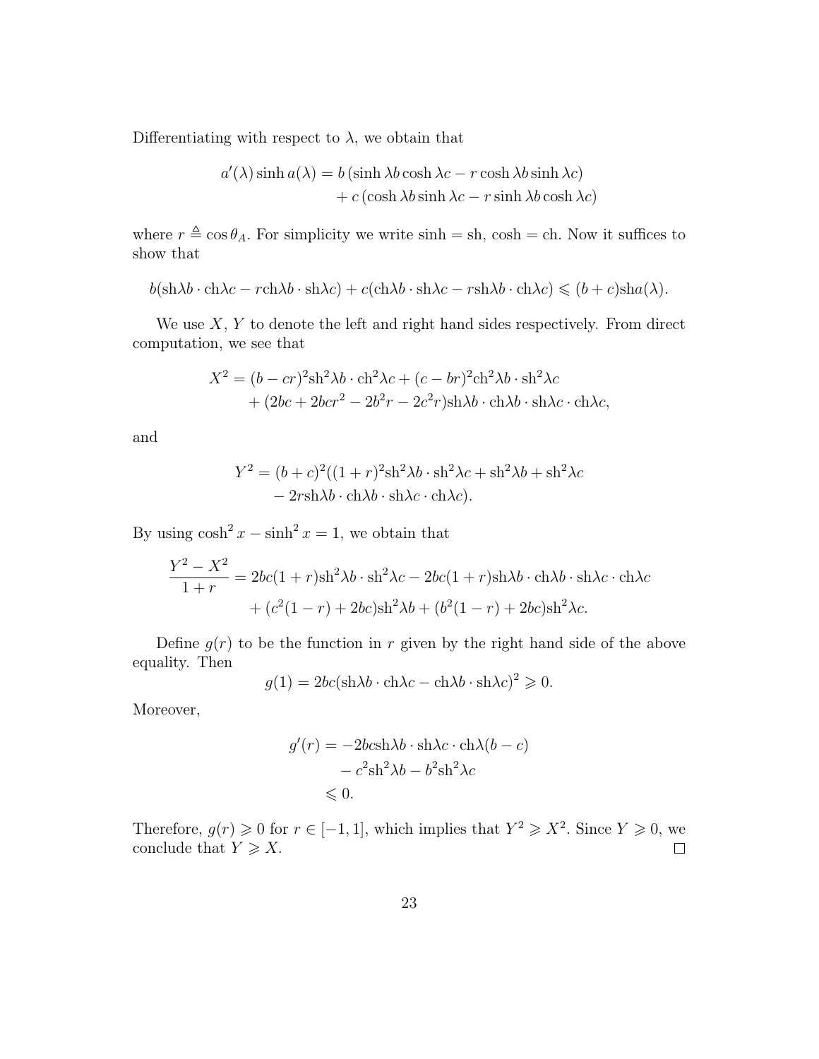Differentiating with respect to $\lambda$, we obtain that

$$
\begin{aligned}
a'(\lambda)\sinh a(\lambda) &= b\,(\sinh \lambda b \cosh \lambda c - r\cosh \lambda b \sinh \lambda c) \\
&\quad + c\,(\cosh \lambda b \sinh \lambda c - r\sinh \lambda b \cosh \lambda c)
\end{aligned}
$$

where $r \triangleq \cos\theta_A$. For simplicity we write $\sinh = \mathrm{sh}$, $\cosh = \mathrm{ch}$. Now it suffices to show that

$$
b(\mathrm{sh}\lambda b\cdot \mathrm{ch}\lambda c - r\mathrm{ch}\lambda b\cdot \mathrm{sh}\lambda c) + c(\mathrm{ch}\lambda b\cdot \mathrm{sh}\lambda c - r\mathrm{sh}\lambda b\cdot \mathrm{ch}\lambda c) \leqslant (b+c)\mathrm{sh}a(\lambda).
$$

We use $X$, $Y$ to denote the left and right hand sides respectively. From direct computation, we see that

$$
\begin{aligned}
X^2 &= (b-cr)^2\mathrm{sh}^2\lambda b\cdot \mathrm{ch}^2\lambda c + (c-br)^2\mathrm{ch}^2\lambda b\cdot \mathrm{sh}^2\lambda c \\
&\quad + (2bc + 2bcr^2 - 2b^2 r - 2c^2 r)\mathrm{sh}\lambda b\cdot \mathrm{ch}\lambda b\cdot \mathrm{sh}\lambda c\cdot \mathrm{ch}\lambda c,
\end{aligned}
$$

and

$$
\begin{aligned}
Y^2 &= (b+c)^2((1+r)^2\mathrm{sh}^2\lambda b\cdot \mathrm{sh}^2\lambda c + \mathrm{sh}^2\lambda b + \mathrm{sh}^2\lambda c \\
&\quad - 2r\mathrm{sh}\lambda b\cdot \mathrm{ch}\lambda b\cdot \mathrm{sh}\lambda c\cdot \mathrm{ch}\lambda c).
\end{aligned}
$$

By using $\cosh^2 x - \sinh^2 x = 1$, we obtain that

$$
\begin{aligned}
\frac{Y^2 - X^2}{1+r} &= 2bc(1+r)\mathrm{sh}^2\lambda b\cdot \mathrm{sh}^2\lambda c - 2bc(1+r)\mathrm{sh}\lambda b\cdot \mathrm{ch}\lambda b\cdot \mathrm{sh}\lambda c\cdot \mathrm{ch}\lambda c \\
&\quad + (c^2(1-r) + 2bc)\mathrm{sh}^2\lambda b + (b^2(1-r) + 2bc)\mathrm{sh}^2\lambda c.
\end{aligned}
$$

Define $g(r)$ to be the function in $r$ given by the right hand side of the above equality. Then

$$
g(1) = 2bc(\mathrm{sh}\lambda b\cdot \mathrm{ch}\lambda c - \mathrm{ch}\lambda b\cdot \mathrm{sh}\lambda c)^2 \geqslant 0.
$$

Moreover,

$$
\begin{aligned}
g'(r) &= -2bc\mathrm{sh}\lambda b\cdot \mathrm{sh}\lambda c\cdot \mathrm{ch}\lambda(b-c) \\
&\quad - c^2\mathrm{sh}^2\lambda b - b^2\mathrm{sh}^2\lambda c \\
&\leqslant 0.
\end{aligned}
$$

Therefore, $g(r) \geqslant 0$ for $r \in [-1,1]$, which implies that $Y^2 \geqslant X^2$. Since $Y \geqslant 0$, we conclude that $Y \geqslant X$. $\square$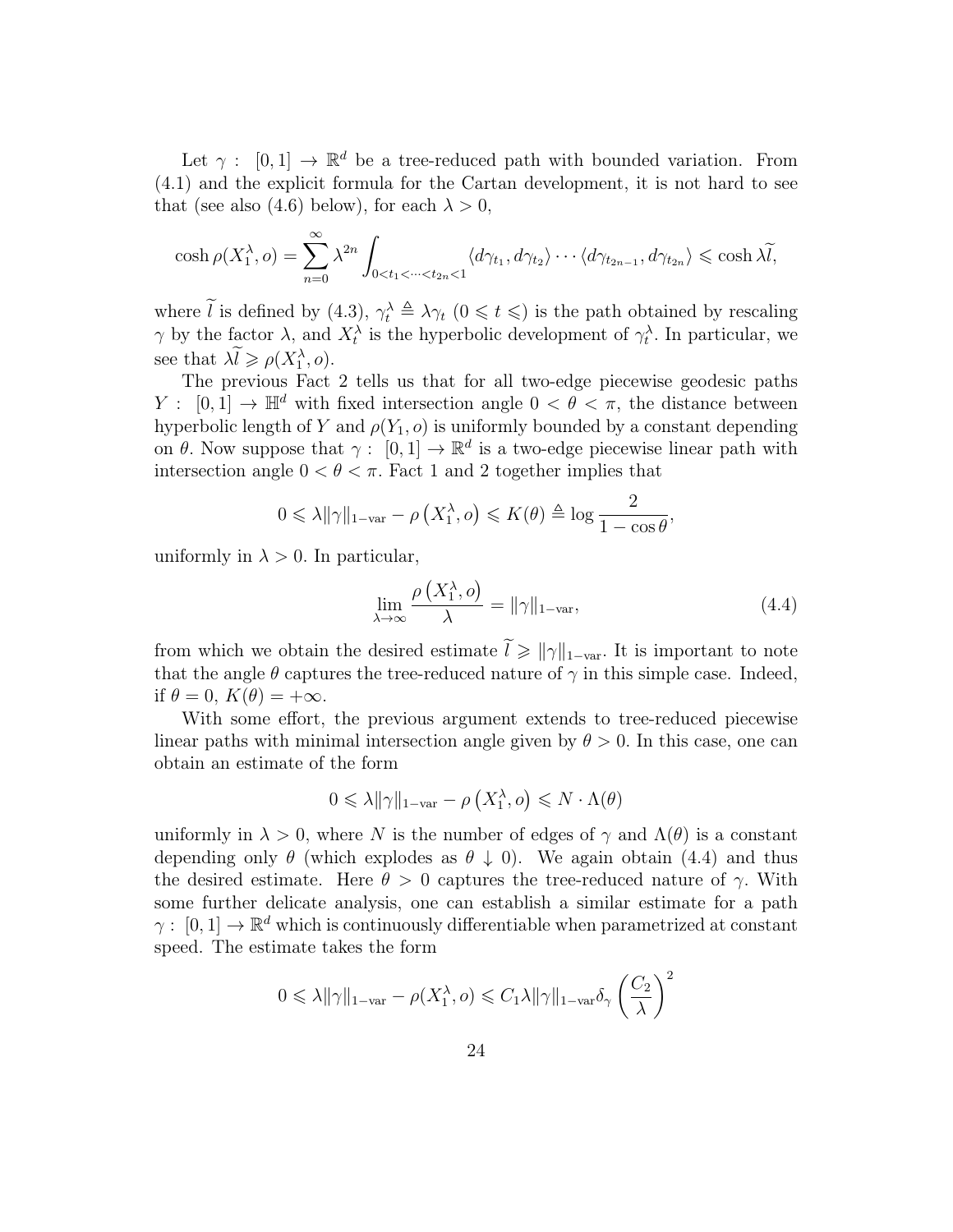Let $\gamma: [0,1] \to \mathbb{R}^d$ be a tree-reduced path with bounded variation. From (4.1) and the explicit formula for the Cartan development, it is not hard to see that (see also (4.6) below), for each $\lambda > 0$,

$$\cosh \rho(X_1^\lambda, o) = \sum_{n=0}^{\infty} \lambda^{2n} \int_{0<t_1<\cdots<t_{2n}<1} \langle d\gamma_{t_1}, d\gamma_{t_2} \rangle \cdots \langle d\gamma_{t_{2n-1}}, d\gamma_{t_{2n}} \rangle \leqslant \cosh \lambda \widetilde{l},$$

where $\widetilde{l}$ is defined by (4.3), $\gamma_t^\lambda \triangleq \lambda \gamma_t$ ($0 \leqslant t \leqslant$) is the path obtained by rescaling $\gamma$ by the factor $\lambda$, and $X_t^\lambda$ is the hyperbolic development of $\gamma_t^\lambda$. In particular, we see that $\lambda \widetilde{l} \geqslant \rho(X_1^\lambda, o)$.

The previous Fact 2 tells us that for all two-edge piecewise geodesic paths $Y: [0,1] \to \mathbb{H}^d$ with fixed intersection angle $0 < \theta < \pi$, the distance between hyperbolic length of $Y$ and $\rho(Y_1, o)$ is uniformly bounded by a constant depending on $\theta$. Now suppose that $\gamma: [0,1] \to \mathbb{R}^d$ is a two-edge piecewise linear path with intersection angle $0 < \theta < \pi$. Fact 1 and 2 together implies that

$$0 \leqslant \lambda \|\gamma\|_{1-\mathrm{var}} - \rho\left(X_1^\lambda, o\right) \leqslant K(\theta) \triangleq \log \frac{2}{1 - \cos \theta},$$

uniformly in $\lambda > 0$. In particular,

$$\lim_{\lambda \to \infty} \frac{\rho\left(X_1^\lambda, o\right)}{\lambda} = \|\gamma\|_{1-\mathrm{var}}, \tag{4.4}$$

from which we obtain the desired estimate $\widetilde{l} \geqslant \|\gamma\|_{1-\mathrm{var}}$. It is important to note that the angle $\theta$ captures the tree-reduced nature of $\gamma$ in this simple case. Indeed, if $\theta = 0$, $K(\theta) = +\infty$.

With some effort, the previous argument extends to tree-reduced piecewise linear paths with minimal intersection angle given by $\theta > 0$. In this case, one can obtain an estimate of the form

$$0 \leqslant \lambda \|\gamma\|_{1-\mathrm{var}} - \rho\left(X_1^\lambda, o\right) \leqslant N \cdot \Lambda(\theta)$$

uniformly in $\lambda > 0$, where $N$ is the number of edges of $\gamma$ and $\Lambda(\theta)$ is a constant depending only $\theta$ (which explodes as $\theta \downarrow 0$). We again obtain (4.4) and thus the desired estimate. Here $\theta > 0$ captures the tree-reduced nature of $\gamma$. With some further delicate analysis, one can establish a similar estimate for a path $\gamma: [0,1] \to \mathbb{R}^d$ which is continuously differentiable when parametrized at constant speed. The estimate takes the form

$$0 \leqslant \lambda \|\gamma\|_{1-\mathrm{var}} - \rho(X_1^\lambda, o) \leqslant C_1 \lambda \|\gamma\|_{1-\mathrm{var}} \delta_\gamma \left(\frac{C_2}{\lambda}\right)^2$$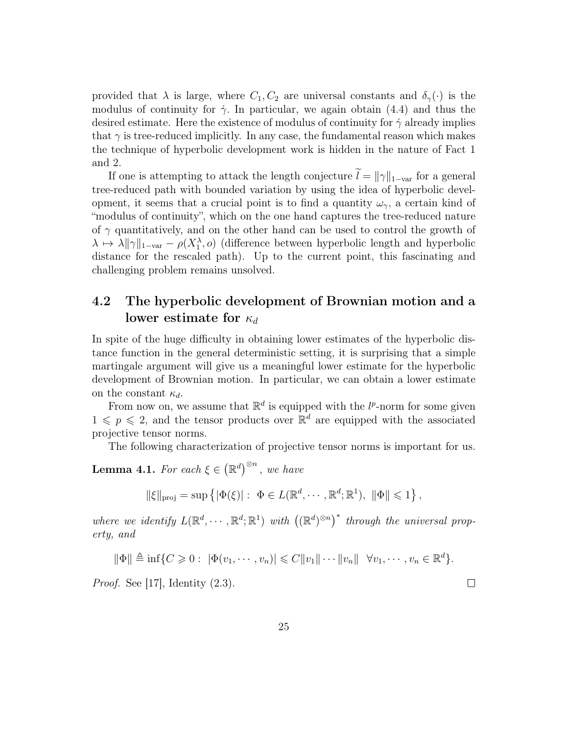provided that $\lambda$ is large, where $C_1, C_2$ are universal constants and $\delta_\gamma(\cdot)$ is the modulus of continuity for $\dot{\gamma}$. In particular, we again obtain (4.4) and thus the desired estimate. Here the existence of modulus of continuity for $\dot{\gamma}$ already implies that $\gamma$ is tree-reduced implicitly. In any case, the fundamental reason which makes the technique of hyperbolic development work is hidden in the nature of Fact 1 and 2.

If one is attempting to attack the length conjecture $\widetilde{l} = \|\gamma\|_{1-\mathrm{var}}$ for a general tree-reduced path with bounded variation by using the idea of hyperbolic development, it seems that a crucial point is to find a quantity $\omega_\gamma$, a certain kind of "modulus of continuity", which on the one hand captures the tree-reduced nature of $\gamma$ quantitatively, and on the other hand can be used to control the growth of $\lambda \mapsto \lambda\|\gamma\|_{1-\mathrm{var}} - \rho(X_1^\lambda, o)$ (difference between hyperbolic length and hyperbolic distance for the rescaled path). Up to the current point, this fascinating and challenging problem remains unsolved.

## 4.2 The hyperbolic development of Brownian motion and a lower estimate for $\kappa_d$

In spite of the huge difficulty in obtaining lower estimates of the hyperbolic distance function in the general deterministic setting, it is surprising that a simple martingale argument will give us a meaningful lower estimate for the hyperbolic development of Brownian motion. In particular, we can obtain a lower estimate on the constant $\kappa_d$.

From now on, we assume that $\mathbb{R}^d$ is equipped with the $l^p$-norm for some given $1 \leqslant p \leqslant 2$, and the tensor products over $\mathbb{R}^d$ are equipped with the associated projective tensor norms.

The following characterization of projective tensor norms is important for us.

**Lemma 4.1.** *For each $\xi \in \left(\mathbb{R}^d\right)^{\otimes n}$, we have*

$$\|\xi\|_{\mathrm{proj}} = \sup\left\{|\Phi(\xi)| : \ \Phi \in L(\mathbb{R}^d, \cdots, \mathbb{R}^d; \mathbb{R}^1), \ \|\Phi\| \leqslant 1\right\},$$

*where we identify $L(\mathbb{R}^d, \cdots, \mathbb{R}^d; \mathbb{R}^1)$ with $\left((\mathbb{R}^d)^{\otimes n}\right)^*$ through the universal property, and*

$$\|\Phi\| \triangleq \inf\{C \geqslant 0 : \ |\Phi(v_1, \cdots, v_n)| \leqslant C\|v_1\| \cdots \|v_n\| \ \ \forall v_1, \cdots, v_n \in \mathbb{R}^d\}.$$

*Proof.* See [17], Identity (2.3). $\square$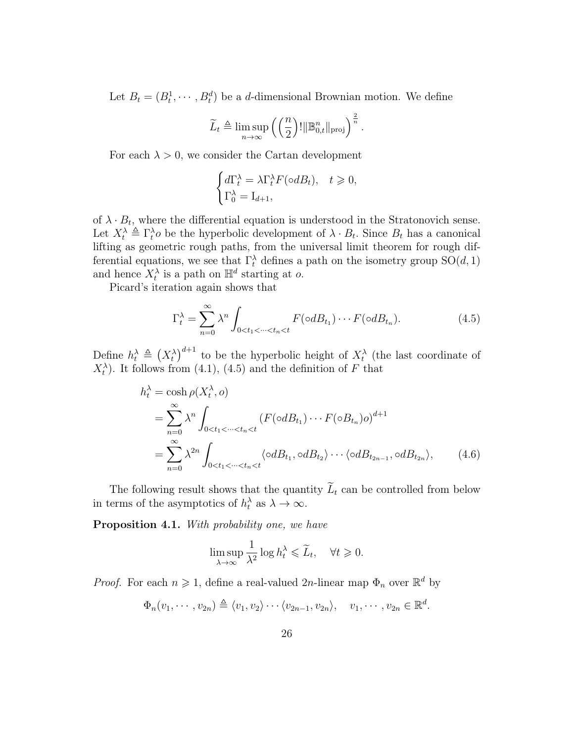Let $B_t = (B_t^1, \cdots, B_t^d)$ be a $d$-dimensional Brownian motion. We define

$$\widetilde{L}_t \triangleq \limsup_{n\to\infty} \Big( \Big(\frac{n}{2}\Big)! \|\mathbb{B}_{0,t}^n\|_{\mathrm{proj}} \Big)^{\frac{2}{n}}.$$

For each $\lambda > 0$, we consider the Cartan development

$$\begin{cases} d\Gamma_t^\lambda = \lambda \Gamma_t^\lambda F(\circ dB_t), \quad t \geqslant 0, \\ \Gamma_0^\lambda = \mathrm{I}_{d+1}, \end{cases}$$

of $\lambda \cdot B_t$, where the differential equation is understood in the Stratonovich sense. Let $X_t^\lambda \triangleq \Gamma_t^\lambda o$ be the hyperbolic development of $\lambda \cdot B_t$. Since $B_t$ has a canonical lifting as geometric rough paths, from the universal limit theorem for rough differential equations, we see that $\Gamma_t^\lambda$ defines a path on the isometry group $\mathrm{SO}(d,1)$ and hence $X_t^\lambda$ is a path on $\mathbb{H}^d$ starting at $o$.

Picard's iteration again shows that

$$\Gamma_t^\lambda = \sum_{n=0}^\infty \lambda^n \int_{0<t_1<\cdots<t_n<t} F(\circ dB_{t_1}) \cdots F(\circ dB_{t_n}). \tag{4.5}$$

Define $h_t^\lambda \triangleq \big(X_t^\lambda\big)^{d+1}$ to be the hyperbolic height of $X_t^\lambda$ (the last coordinate of $X_t^\lambda$). It follows from (4.1), (4.5) and the definition of $F$ that

$$\begin{aligned} h_t^\lambda &= \cosh \rho(X_t^\lambda, o) \\ &= \sum_{n=0}^\infty \lambda^n \int_{0<t_1<\cdots<t_n<t} \left(F(\circ dB_{t_1}) \cdots F(\circ B_{t_n}) o\right)^{d+1} \\ &= \sum_{n=0}^\infty \lambda^{2n} \int_{0<t_1<\cdots<t_n<t} \langle \circ dB_{t_1}, \circ dB_{t_2} \rangle \cdots \langle \circ dB_{t_{2n-1}}, \circ dB_{t_{2n}} \rangle, \end{aligned} \tag{4.6}$$

The following result shows that the quantity $\widetilde{L}_t$ can be controlled from below in terms of the asymptotics of $h_t^\lambda$ as $\lambda \to \infty$.

**Proposition 4.1.** *With probability one, we have*

$$\limsup_{\lambda\to\infty} \frac{1}{\lambda^2} \log h_t^\lambda \leqslant \widetilde{L}_t, \quad \forall t \geqslant 0.$$

*Proof.* For each $n \geqslant 1$, define a real-valued $2n$-linear map $\Phi_n$ over $\mathbb{R}^d$ by

$$\Phi_n(v_1, \cdots, v_{2n}) \triangleq \langle v_1, v_2 \rangle \cdots \langle v_{2n-1}, v_{2n} \rangle, \quad v_1, \cdots, v_{2n} \in \mathbb{R}^d.$$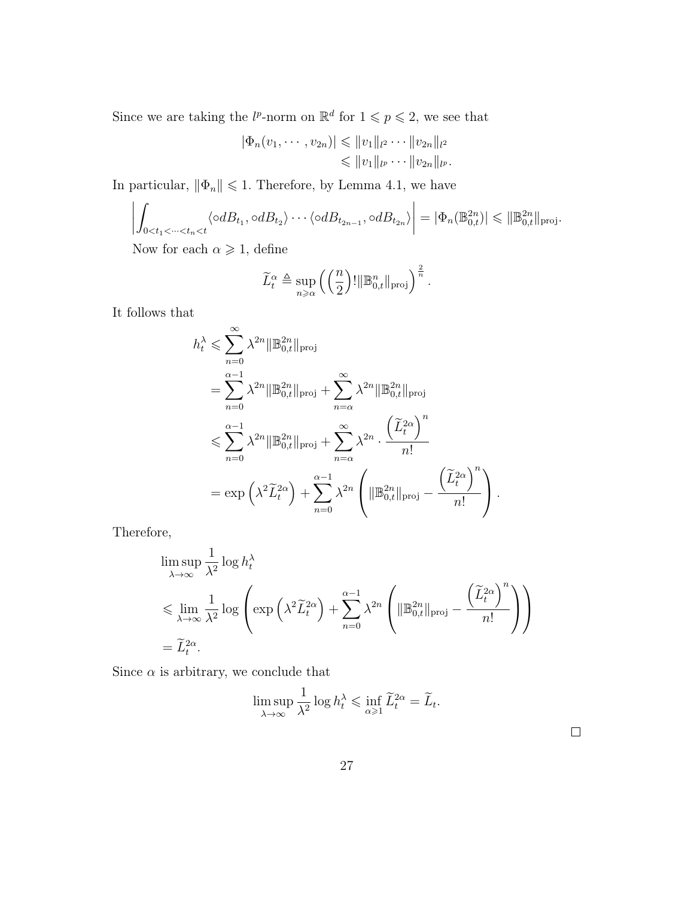Since we are taking the $l^p$-norm on $\mathbb{R}^d$ for $1 \leqslant p \leqslant 2$, we see that

$$
\begin{aligned}
|\Phi_n(v_1, \cdots, v_{2n})| &\leqslant \|v_1\|_{l^2} \cdots \|v_{2n}\|_{l^2} \\
&\leqslant \|v_1\|_{l^p} \cdots \|v_{2n}\|_{l^p}.
\end{aligned}
$$

In particular, $\|\Phi_n\| \leqslant 1$. Therefore, by Lemma 4.1, we have

$$
\left| \int_{0<t_1<\cdots<t_n<t} \langle \circ dB_{t_1}, \circ dB_{t_2} \rangle \cdots \langle \circ dB_{t_{2n-1}}, \circ dB_{t_{2n}} \rangle \right| = |\Phi_n(\mathbb{B}_{0,t}^{2n})| \leqslant \|\mathbb{B}_{0,t}^{2n}\|_{\mathrm{proj}}.
$$

Now for each $\alpha \geqslant 1$, define

$$
\widetilde{L}_t^{\alpha} \triangleq \sup_{n \geqslant \alpha} \left( \left(\frac{n}{2}\right)! \|\mathbb{B}_{0,t}^n\|_{\mathrm{proj}} \right)^{\frac{2}{n}}.
$$

It follows that

$$
\begin{aligned}
h_t^{\lambda} &\leqslant \sum_{n=0}^{\infty} \lambda^{2n} \|\mathbb{B}_{0,t}^{2n}\|_{\mathrm{proj}} \\
&= \sum_{n=0}^{\alpha-1} \lambda^{2n} \|\mathbb{B}_{0,t}^{2n}\|_{\mathrm{proj}} + \sum_{n=\alpha}^{\infty} \lambda^{2n} \|\mathbb{B}_{0,t}^{2n}\|_{\mathrm{proj}} \\
&\leqslant \sum_{n=0}^{\alpha-1} \lambda^{2n} \|\mathbb{B}_{0,t}^{2n}\|_{\mathrm{proj}} + \sum_{n=\alpha}^{\infty} \lambda^{2n} \cdot \frac{\left(\widetilde{L}_t^{2\alpha}\right)^n}{n!} \\
&= \exp\left(\lambda^2 \widetilde{L}_t^{2\alpha}\right) + \sum_{n=0}^{\alpha-1} \lambda^{2n} \left( \|\mathbb{B}_{0,t}^{2n}\|_{\mathrm{proj}} - \frac{\left(\widetilde{L}_t^{2\alpha}\right)^n}{n!} \right).
\end{aligned}
$$

Therefore,

$$
\begin{aligned}
&\limsup_{\lambda \to \infty} \frac{1}{\lambda^2} \log h_t^{\lambda} \\
&\leqslant \lim_{\lambda \to \infty} \frac{1}{\lambda^2} \log \left( \exp\left(\lambda^2 \widetilde{L}_t^{2\alpha}\right) + \sum_{n=0}^{\alpha-1} \lambda^{2n} \left( \|\mathbb{B}_{0,t}^{2n}\|_{\mathrm{proj}} - \frac{\left(\widetilde{L}_t^{2\alpha}\right)^n}{n!} \right) \right) \\
&= \widetilde{L}_t^{2\alpha}.
\end{aligned}
$$

Since $\alpha$ is arbitrary, we conclude that

$$
\limsup_{\lambda \to \infty} \frac{1}{\lambda^2} \log h_t^{\lambda} \leqslant \inf_{\alpha \geqslant 1} \widetilde{L}_t^{2\alpha} = \widetilde{L}_t.
$$

□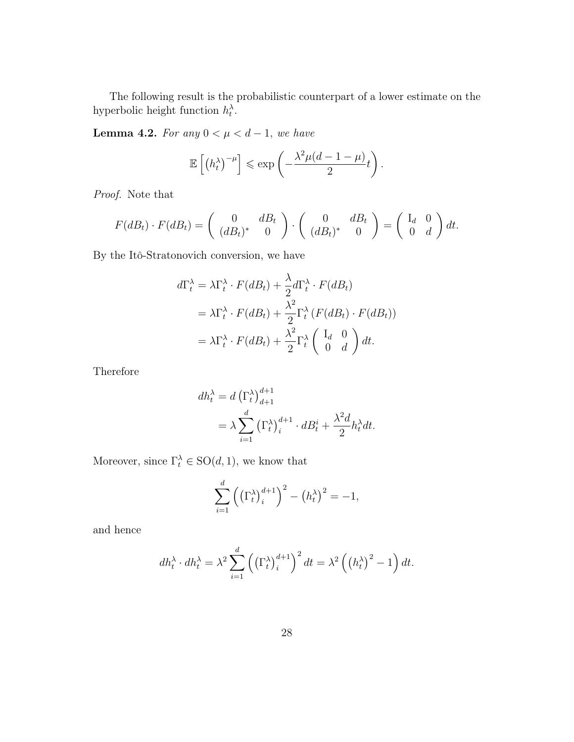The following result is the probabilistic counterpart of a lower estimate on the hyperbolic height function $h_t^\lambda$.

**Lemma 4.2.** *For any $0 < \mu < d-1$, we have*

$$\mathbb{E}\left[\left(h_t^\lambda\right)^{-\mu}\right] \leqslant \exp\left(-\frac{\lambda^2 \mu(d-1-\mu)}{2}t\right).$$

*Proof.* Note that

$$F(dB_t) \cdot F(dB_t) = \begin{pmatrix} 0 & dB_t \\ (dB_t)^* & 0 \end{pmatrix} \cdot \begin{pmatrix} 0 & dB_t \\ (dB_t)^* & 0 \end{pmatrix} = \begin{pmatrix} \mathrm{I}_d & 0 \\ 0 & d \end{pmatrix} dt.$$

By the Itô-Stratonovich conversion, we have

$$\begin{aligned}
d\Gamma_t^\lambda &= \lambda \Gamma_t^\lambda \cdot F(dB_t) + \frac{\lambda}{2} d\Gamma_t^\lambda \cdot F(dB_t) \\
&= \lambda \Gamma_t^\lambda \cdot F(dB_t) + \frac{\lambda^2}{2} \Gamma_t^\lambda \left(F(dB_t) \cdot F(dB_t)\right) \\
&= \lambda \Gamma_t^\lambda \cdot F(dB_t) + \frac{\lambda^2}{2} \Gamma_t^\lambda \begin{pmatrix} \mathrm{I}_d & 0 \\ 0 & d \end{pmatrix} dt.
\end{aligned}$$

Therefore

$$\begin{aligned}
dh_t^\lambda &= d\left(\Gamma_t^\lambda\right)_{d+1}^{d+1} \\
&= \lambda \sum_{i=1}^d \left(\Gamma_t^\lambda\right)_i^{d+1} \cdot dB_t^i + \frac{\lambda^2 d}{2} h_t^\lambda dt.
\end{aligned}$$

Moreover, since $\Gamma_t^\lambda \in \mathrm{SO}(d,1)$, we know that

$$\sum_{i=1}^d \left(\left(\Gamma_t^\lambda\right)_i^{d+1}\right)^2 - \left(h_t^\lambda\right)^2 = -1,$$

and hence

$$dh_t^\lambda \cdot dh_t^\lambda = \lambda^2 \sum_{i=1}^d \left(\left(\Gamma_t^\lambda\right)_i^{d+1}\right)^2 dt = \lambda^2 \left(\left(h_t^\lambda\right)^2 - 1\right) dt.$$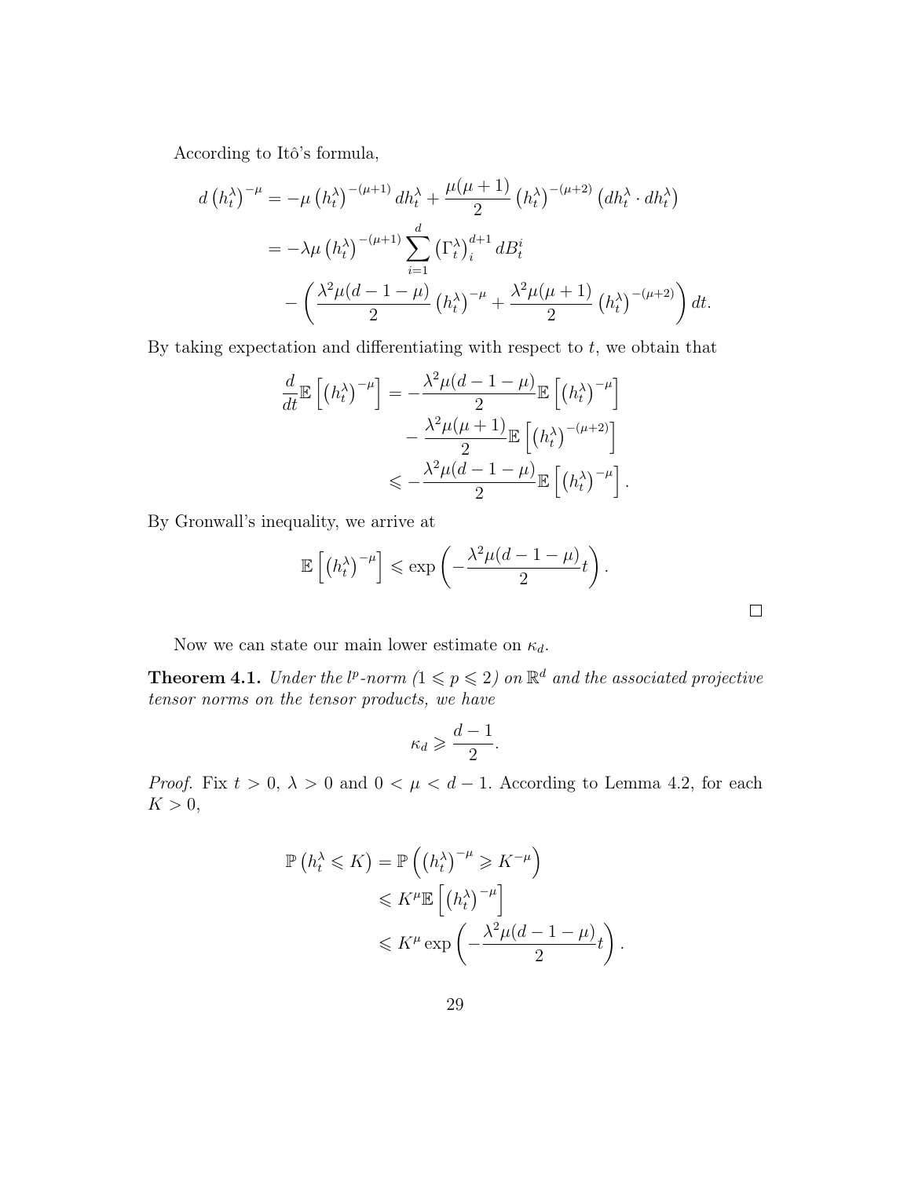According to Itô's formula,

$$
\begin{aligned}
d\left(h_t^\lambda\right)^{-\mu} &= -\mu\left(h_t^\lambda\right)^{-(\mu+1)} dh_t^\lambda + \frac{\mu(\mu+1)}{2}\left(h_t^\lambda\right)^{-(\mu+2)}\left(dh_t^\lambda \cdot dh_t^\lambda\right) \\
&= -\lambda\mu\left(h_t^\lambda\right)^{-(\mu+1)} \sum_{i=1}^{d} \left(\Gamma_t^\lambda\right)_i^{d+1} dB_t^i \\
&\quad - \left(\frac{\lambda^2\mu(d-1-\mu)}{2}\left(h_t^\lambda\right)^{-\mu} + \frac{\lambda^2\mu(\mu+1)}{2}\left(h_t^\lambda\right)^{-(\mu+2)}\right) dt.
\end{aligned}
$$

By taking expectation and differentiating with respect to $t$, we obtain that

$$
\begin{aligned}
\frac{d}{dt}\mathbb{E}\left[\left(h_t^\lambda\right)^{-\mu}\right] &= -\frac{\lambda^2\mu(d-1-\mu)}{2}\mathbb{E}\left[\left(h_t^\lambda\right)^{-\mu}\right] \\
&\quad - \frac{\lambda^2\mu(\mu+1)}{2}\mathbb{E}\left[\left(h_t^\lambda\right)^{-(\mu+2)}\right] \\
&\leqslant -\frac{\lambda^2\mu(d-1-\mu)}{2}\mathbb{E}\left[\left(h_t^\lambda\right)^{-\mu}\right].
\end{aligned}
$$

By Gronwall's inequality, we arrive at

$$
\mathbb{E}\left[\left(h_t^\lambda\right)^{-\mu}\right] \leqslant \exp\left(-\frac{\lambda^2\mu(d-1-\mu)}{2}t\right).
$$

□

Now we can state our main lower estimate on $\kappa_d$.

**Theorem 4.1.** *Under the $l^p$-norm ($1 \leqslant p \leqslant 2$) on $\mathbb{R}^d$ and the associated projective tensor norms on the tensor products, we have*

$$
\kappa_d \geqslant \frac{d-1}{2}.
$$

*Proof.* Fix $t > 0$, $\lambda > 0$ and $0 < \mu < d-1$. According to Lemma 4.2, for each $K > 0$,

$$
\begin{aligned}
\mathbb{P}\left(h_t^\lambda \leqslant K\right) &= \mathbb{P}\left(\left(h_t^\lambda\right)^{-\mu} \geqslant K^{-\mu}\right) \\
&\leqslant K^\mu \mathbb{E}\left[\left(h_t^\lambda\right)^{-\mu}\right] \\
&\leqslant K^\mu \exp\left(-\frac{\lambda^2\mu(d-1-\mu)}{2}t\right).
\end{aligned}
$$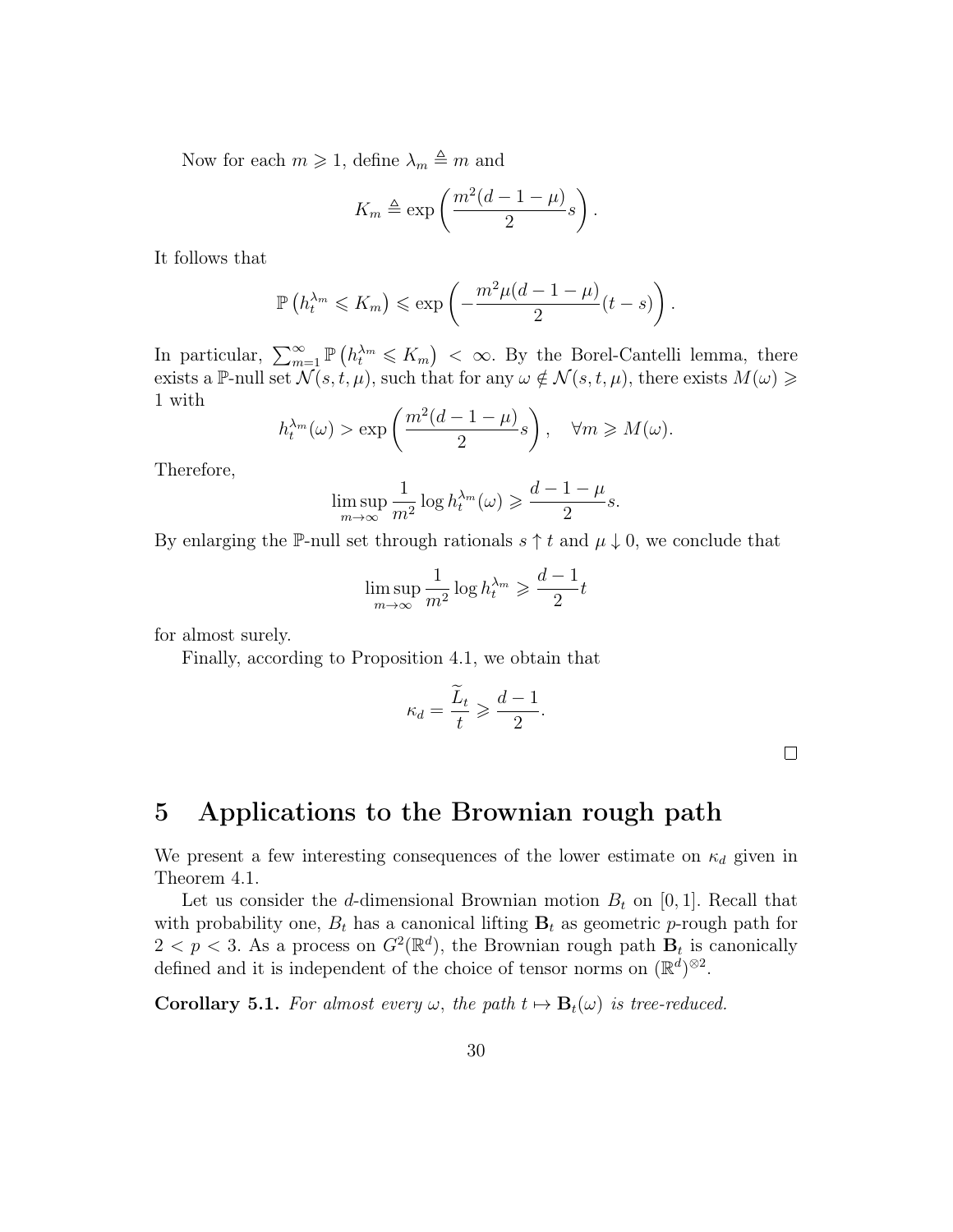Now for each $m \geqslant 1$, define $\lambda_m \triangleq m$ and

$$K_m \triangleq \exp\left(\frac{m^2(d-1-\mu)}{2}s\right).$$

It follows that

$$\mathbb{P}\left(h_t^{\lambda_m} \leqslant K_m\right) \leqslant \exp\left(-\frac{m^2\mu(d-1-\mu)}{2}(t-s)\right).$$

In particular, $\sum_{m=1}^{\infty} \mathbb{P}\left(h_t^{\lambda_m} \leqslant K_m\right) < \infty$. By the Borel-Cantelli lemma, there exists a $\mathbb{P}$-null set $\mathcal{N}(s,t,\mu)$, such that for any $\omega \notin \mathcal{N}(s,t,\mu)$, there exists $M(\omega) \geqslant 1$ with

$$h_t^{\lambda_m}(\omega) > \exp\left(\frac{m^2(d-1-\mu)}{2}s\right), \quad \forall m \geqslant M(\omega).$$

Therefore,

$$\limsup_{m\to\infty} \frac{1}{m^2}\log h_t^{\lambda_m}(\omega) \geqslant \frac{d-1-\mu}{2}s.$$

By enlarging the $\mathbb{P}$-null set through rationals $s \uparrow t$ and $\mu \downarrow 0$, we conclude that

$$\limsup_{m\to\infty} \frac{1}{m^2}\log h_t^{\lambda_m} \geqslant \frac{d-1}{2}t$$

for almost surely.

Finally, according to Proposition 4.1, we obtain that

$$\kappa_d = \frac{\widetilde{L}_t}{t} \geqslant \frac{d-1}{2}.$$

□

# 5 Applications to the Brownian rough path

We present a few interesting consequences of the lower estimate on $\kappa_d$ given in Theorem 4.1.

Let us consider the $d$-dimensional Brownian motion $B_t$ on $[0,1]$. Recall that with probability one, $B_t$ has a canonical lifting $\mathbf{B}_t$ as geometric $p$-rough path for $2 < p < 3$. As a process on $G^2(\mathbb{R}^d)$, the Brownian rough path $\mathbf{B}_t$ is canonically defined and it is independent of the choice of tensor norms on $(\mathbb{R}^d)^{\otimes 2}$.

**Corollary 5.1.** *For almost every $\omega$, the path $t \mapsto \mathbf{B}_t(\omega)$ is tree-reduced.*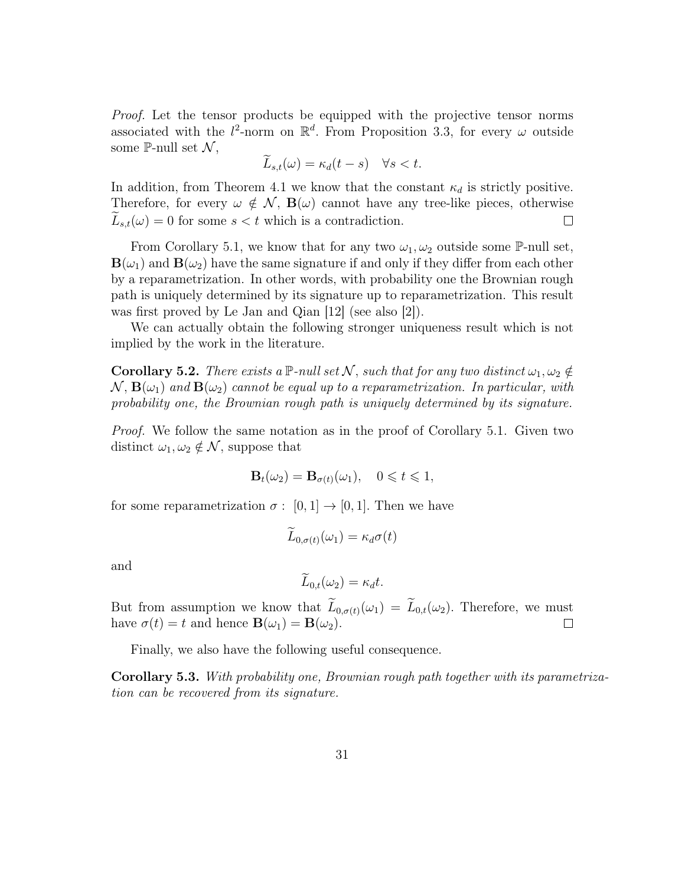*Proof.* Let the tensor products be equipped with the projective tensor norms associated with the $l^2$-norm on $\mathbb{R}^d$. From Proposition 3.3, for every $\omega$ outside some $\mathbb{P}$-null set $\mathcal{N}$,

$$\widetilde{L}_{s,t}(\omega) = \kappa_d(t-s) \quad \forall s < t.$$

In addition, from Theorem 4.1 we know that the constant $\kappa_d$ is strictly positive. Therefore, for every $\omega \notin \mathcal{N}$, $\mathbf{B}(\omega)$ cannot have any tree-like pieces, otherwise $\widetilde{L}_{s,t}(\omega) = 0$ for some $s < t$ which is a contradiction. □

From Corollary 5.1, we know that for any two $\omega_1, \omega_2$ outside some $\mathbb{P}$-null set, $\mathbf{B}(\omega_1)$ and $\mathbf{B}(\omega_2)$ have the same signature if and only if they differ from each other by a reparametrization. In other words, with probability one the Brownian rough path is uniquely determined by its signature up to reparametrization. This result was first proved by Le Jan and Qian [12] (see also [2]).

We can actually obtain the following stronger uniqueness result which is not implied by the work in the literature.

**Corollary 5.2.** *There exists a $\mathbb{P}$-null set $\mathcal{N}$, such that for any two distinct $\omega_1, \omega_2 \notin \mathcal{N}$, $\mathbf{B}(\omega_1)$ and $\mathbf{B}(\omega_2)$ cannot be equal up to a reparametrization. In particular, with probability one, the Brownian rough path is uniquely determined by its signature.*

*Proof.* We follow the same notation as in the proof of Corollary 5.1. Given two distinct $\omega_1, \omega_2 \notin \mathcal{N}$, suppose that

$$\mathbf{B}_t(\omega_2) = \mathbf{B}_{\sigma(t)}(\omega_1), \quad 0 \leqslant t \leqslant 1,$$

for some reparametrization $\sigma : [0,1] \to [0,1]$. Then we have

$$\widetilde{L}_{0,\sigma(t)}(\omega_1) = \kappa_d \sigma(t)$$

and

$$\widetilde{L}_{0,t}(\omega_2) = \kappa_d t.$$

But from assumption we know that $\widetilde{L}_{0,\sigma(t)}(\omega_1) = \widetilde{L}_{0,t}(\omega_2)$. Therefore, we must have $\sigma(t) = t$ and hence $\mathbf{B}(\omega_1) = \mathbf{B}(\omega_2)$. □

Finally, we also have the following useful consequence.

**Corollary 5.3.** *With probability one, Brownian rough path together with its parametrization can be recovered from its signature.*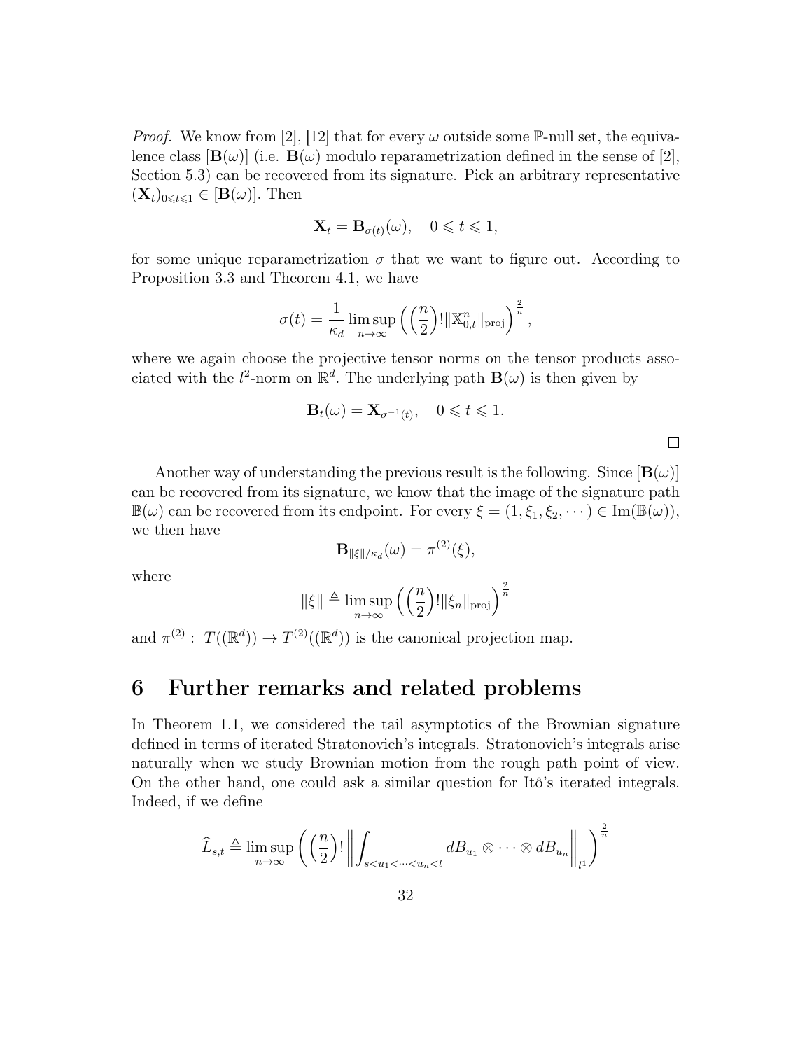*Proof.* We know from [2], [12] that for every $\omega$ outside some $\mathbb{P}$-null set, the equivalence class $[\mathbf{B}(\omega)]$ (i.e. $\mathbf{B}(\omega)$ modulo reparametrization defined in the sense of [2], Section 5.3) can be recovered from its signature. Pick an arbitrary representative $(\mathbf{X}_t)_{0\leqslant t\leqslant 1} \in [\mathbf{B}(\omega)]$. Then

$$\mathbf{X}_t = \mathbf{B}_{\sigma(t)}(\omega), \quad 0 \leqslant t \leqslant 1,$$

for some unique reparametrization $\sigma$ that we want to figure out. According to Proposition 3.3 and Theorem 4.1, we have

$$\sigma(t) = \frac{1}{\kappa_d} \limsup_{n\to\infty} \Big( \Big(\frac{n}{2}\Big)! \|\mathbb{X}^n_{0,t}\|_{\mathrm{proj}} \Big)^{\frac{2}{n}},$$

where we again choose the projective tensor norms on the tensor products associated with the $l^2$-norm on $\mathbb{R}^d$. The underlying path $\mathbf{B}(\omega)$ is then given by

$$\mathbf{B}_t(\omega) = \mathbf{X}_{\sigma^{-1}(t)}, \quad 0 \leqslant t \leqslant 1.$$

□

Another way of understanding the previous result is the following. Since $[\mathbf{B}(\omega)]$ can be recovered from its signature, we know that the image of the signature path $\mathbb{B}(\omega)$ can be recovered from its endpoint. For every $\xi = (1, \xi_1, \xi_2, \cdots) \in \mathrm{Im}(\mathbb{B}(\omega))$, we then have

$$\mathbf{B}_{\|\xi\|/\kappa_d}(\omega) = \pi^{(2)}(\xi),$$

where

$$\|\xi\| \triangleq \limsup_{n\to\infty} \Big( \Big(\frac{n}{2}\Big)! \|\xi_n\|_{\mathrm{proj}} \Big)^{\frac{2}{n}}$$

and $\pi^{(2)} : T((\mathbb{R}^d)) \to T^{(2)}((\mathbb{R}^d))$ is the canonical projection map.

# 6 Further remarks and related problems

In Theorem 1.1, we considered the tail asymptotics of the Brownian signature defined in terms of iterated Stratonovich's integrals. Stratonovich's integrals arise naturally when we study Brownian motion from the rough path point of view. On the other hand, one could ask a similar question for Itô's iterated integrals. Indeed, if we define

$$\widehat{L}_{s,t} \triangleq \limsup_{n\to\infty} \Bigg( \Big(\frac{n}{2}\Big)! \Big\| \int_{s<u_1<\cdots<u_n<t} dB_{u_1} \otimes \cdots \otimes dB_{u_n} \Big\|_{l^1} \Bigg)^{\frac{2}{n}}$$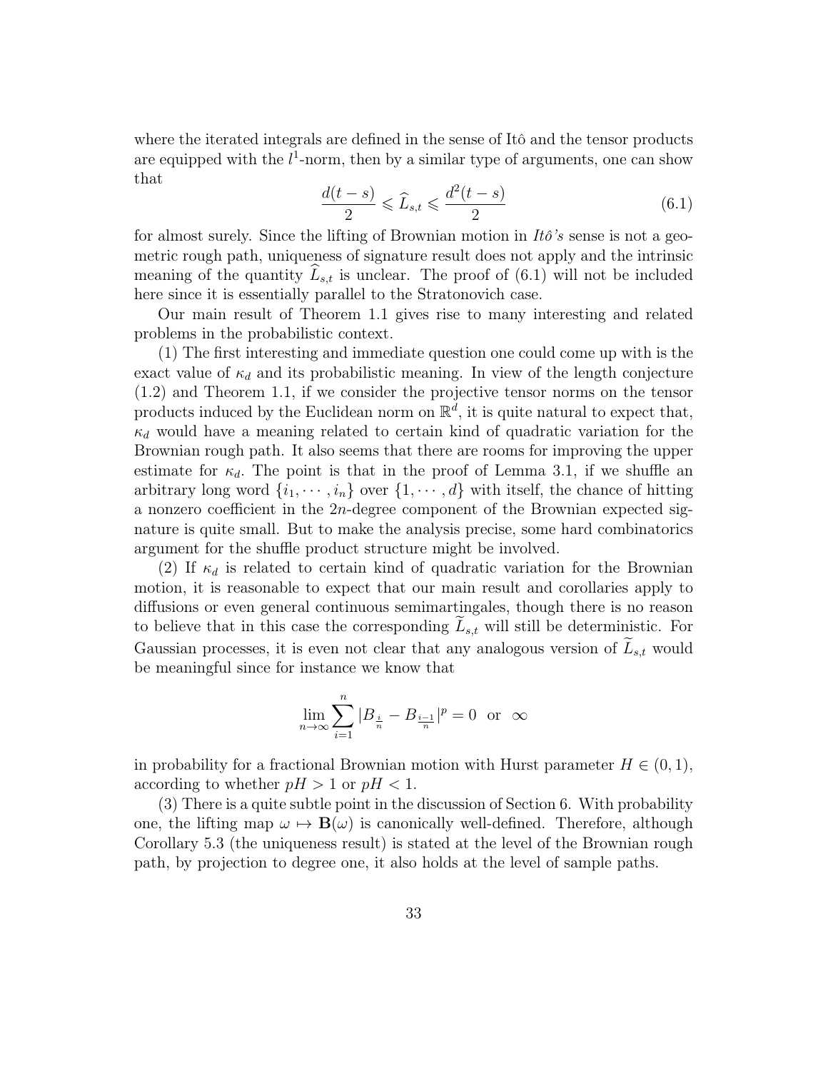where the iterated integrals are defined in the sense of Itô and the tensor products are equipped with the $l^1$-norm, then by a similar type of arguments, one can show that

$$\frac{d(t-s)}{2} \leqslant \widehat{L}_{s,t} \leqslant \frac{d^2(t-s)}{2} \tag{6.1}$$

for almost surely. Since the lifting of Brownian motion in *Itô's* sense is not a geometric rough path, uniqueness of signature result does not apply and the intrinsic meaning of the quantity $\widehat{L}_{s,t}$ is unclear. The proof of (6.1) will not be included here since it is essentially parallel to the Stratonovich case.

Our main result of Theorem 1.1 gives rise to many interesting and related problems in the probabilistic context.

(1) The first interesting and immediate question one could come up with is the exact value of $\kappa_d$ and its probabilistic meaning. In view of the length conjecture (1.2) and Theorem 1.1, if we consider the projective tensor norms on the tensor products induced by the Euclidean norm on $\mathbb{R}^d$, it is quite natural to expect that, $\kappa_d$ would have a meaning related to certain kind of quadratic variation for the Brownian rough path. It also seems that there are rooms for improving the upper estimate for $\kappa_d$. The point is that in the proof of Lemma 3.1, if we shuffle an arbitrary long word $\{i_1, \cdots, i_n\}$ over $\{1, \cdots, d\}$ with itself, the chance of hitting a nonzero coefficient in the $2n$-degree component of the Brownian expected signature is quite small. But to make the analysis precise, some hard combinatorics argument for the shuffle product structure might be involved.

(2) If $\kappa_d$ is related to certain kind of quadratic variation for the Brownian motion, it is reasonable to expect that our main result and corollaries apply to diffusions or even general continuous semimartingales, though there is no reason to believe that in this case the corresponding $\widetilde{L}_{s,t}$ will still be deterministic. For Gaussian processes, it is even not clear that any analogous version of $\widetilde{L}_{s,t}$ would be meaningful since for instance we know that

$$\lim_{n\to\infty} \sum_{i=1}^{n} |B_{\frac{i}{n}} - B_{\frac{i-1}{n}}|^p = 0 \;\text{ or }\; \infty$$

in probability for a fractional Brownian motion with Hurst parameter $H \in (0,1)$, according to whether $pH > 1$ or $pH < 1$.

(3) There is a quite subtle point in the discussion of Section 6. With probability one, the lifting map $\omega \mapsto \mathbf{B}(\omega)$ is canonically well-defined. Therefore, although Corollary 5.3 (the uniqueness result) is stated at the level of the Brownian rough path, by projection to degree one, it also holds at the level of sample paths.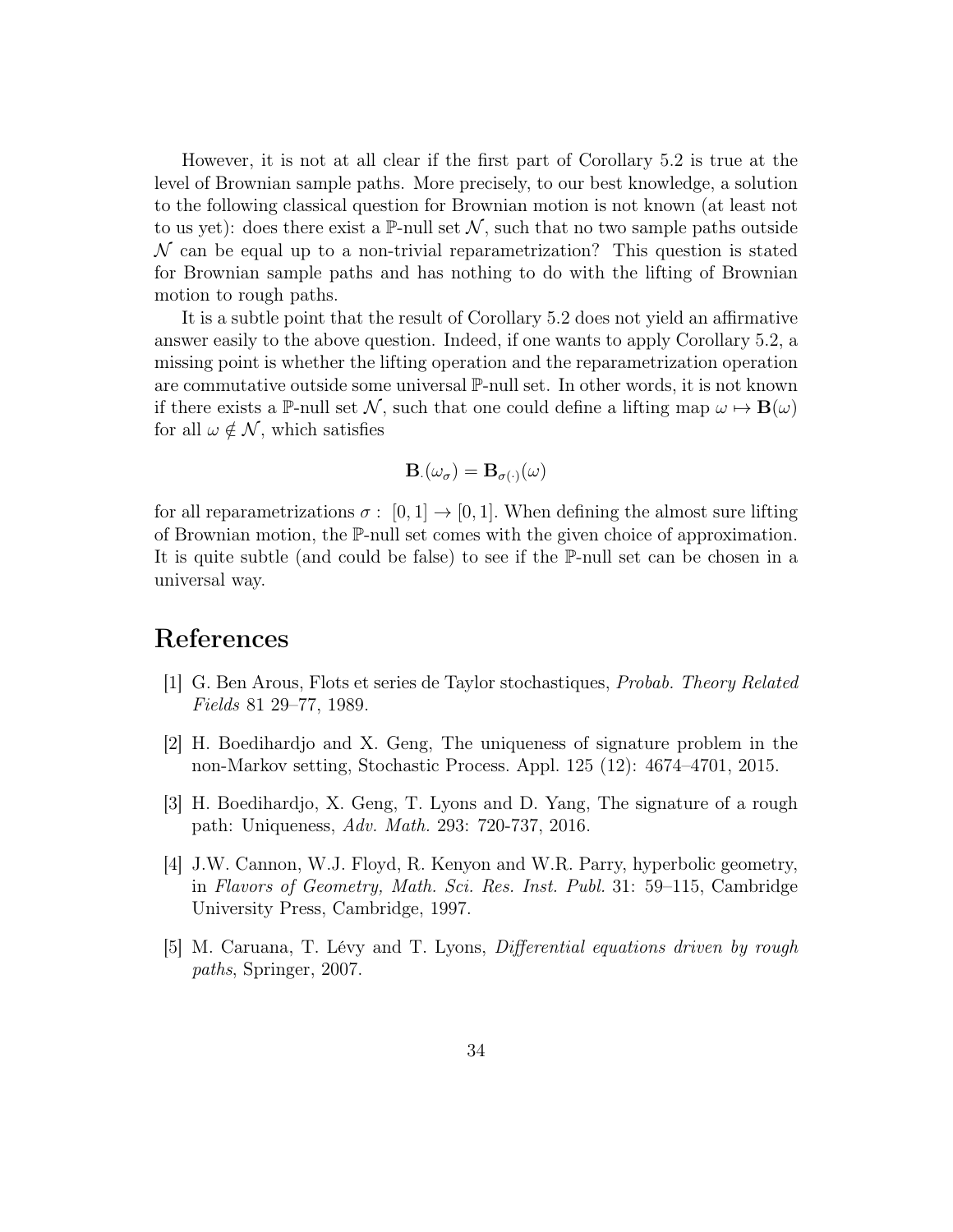However, it is not at all clear if the first part of Corollary 5.2 is true at the level of Brownian sample paths. More precisely, to our best knowledge, a solution to the following classical question for Brownian motion is not known (at least not to us yet): does there exist a $\mathbb{P}$-null set $\mathcal{N}$, such that no two sample paths outside $\mathcal{N}$ can be equal up to a non-trivial reparametrization? This question is stated for Brownian sample paths and has nothing to do with the lifting of Brownian motion to rough paths.

It is a subtle point that the result of Corollary 5.2 does not yield an affirmative answer easily to the above question. Indeed, if one wants to apply Corollary 5.2, a missing point is whether the lifting operation and the reparametrization operation are commutative outside some universal $\mathbb{P}$-null set. In other words, it is not known if there exists a $\mathbb{P}$-null set $\mathcal{N}$, such that one could define a lifting map $\omega \mapsto \mathbf{B}(\omega)$ for all $\omega \notin \mathcal{N}$, which satisfies

$$\mathbf{B}_{\cdot}(\omega_\sigma) = \mathbf{B}_{\sigma(\cdot)}(\omega)$$

for all reparametrizations $\sigma: [0,1] \to [0,1]$. When defining the almost sure lifting of Brownian motion, the $\mathbb{P}$-null set comes with the given choice of approximation. It is quite subtle (and could be false) to see if the $\mathbb{P}$-null set can be chosen in a universal way.

# References

[1] G. Ben Arous, Flots et series de Taylor stochastiques, *Probab. Theory Related Fields* 81 29–77, 1989.

[2] H. Boedihardjo and X. Geng, The uniqueness of signature problem in the non-Markov setting, Stochastic Process. Appl. 125 (12): 4674–4701, 2015.

[3] H. Boedihardjo, X. Geng, T. Lyons and D. Yang, The signature of a rough path: Uniqueness, *Adv. Math.* 293: 720-737, 2016.

[4] J.W. Cannon, W.J. Floyd, R. Kenyon and W.R. Parry, hyperbolic geometry, in *Flavors of Geometry, Math. Sci. Res. Inst. Publ.* 31: 59–115, Cambridge University Press, Cambridge, 1997.

[5] M. Caruana, T. Lévy and T. Lyons, *Differential equations driven by rough paths*, Springer, 2007.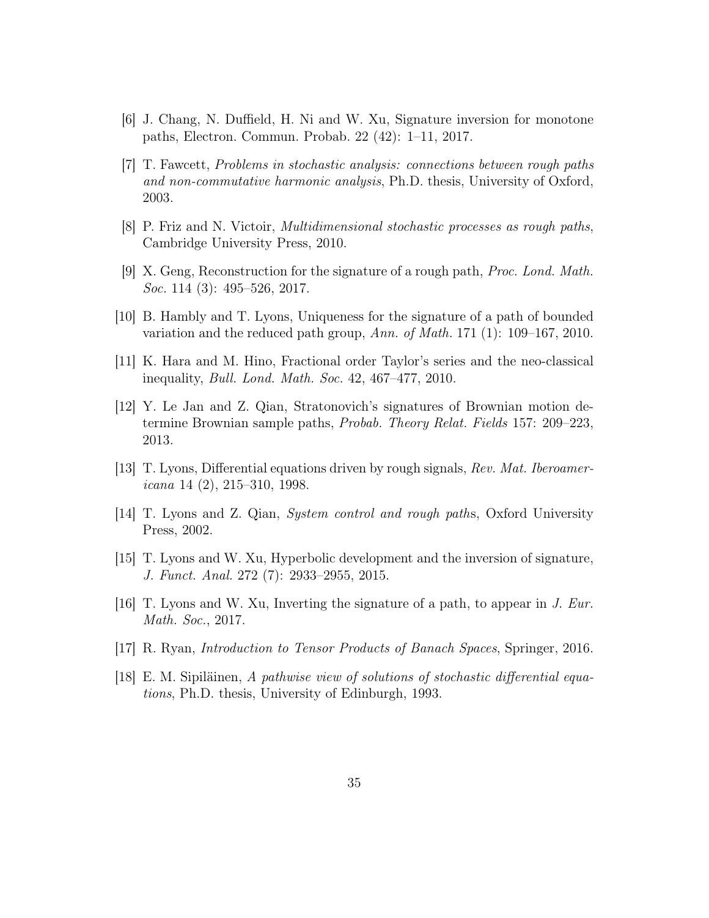[6] J. Chang, N. Duffield, H. Ni and W. Xu, Signature inversion for monotone paths, Electron. Commun. Probab. 22 (42): 1–11, 2017.

[7] T. Fawcett, *Problems in stochastic analysis: connections between rough paths and non-commutative harmonic analysis*, Ph.D. thesis, University of Oxford, 2003.

[8] P. Friz and N. Victoir, *Multidimensional stochastic processes as rough paths*, Cambridge University Press, 2010.

[9] X. Geng, Reconstruction for the signature of a rough path, *Proc. Lond. Math. Soc.* 114 (3): 495–526, 2017.

[10] B. Hambly and T. Lyons, Uniqueness for the signature of a path of bounded variation and the reduced path group, *Ann. of Math.* 171 (1): 109–167, 2010.

[11] K. Hara and M. Hino, Fractional order Taylor's series and the neo-classical inequality, *Bull. Lond. Math. Soc.* 42, 467–477, 2010.

[12] Y. Le Jan and Z. Qian, Stratonovich's signatures of Brownian motion determine Brownian sample paths, *Probab. Theory Relat. Fields* 157: 209–223, 2013.

[13] T. Lyons, Differential equations driven by rough signals, *Rev. Mat. Iberoamericana* 14 (2), 215–310, 1998.

[14] T. Lyons and Z. Qian, *System control and rough paths*, Oxford University Press, 2002.

[15] T. Lyons and W. Xu, Hyperbolic development and the inversion of signature, *J. Funct. Anal.* 272 (7): 2933–2955, 2015.

[16] T. Lyons and W. Xu, Inverting the signature of a path, to appear in *J. Eur. Math. Soc.*, 2017.

[17] R. Ryan, *Introduction to Tensor Products of Banach Spaces*, Springer, 2016.

[18] E. M. Sipiläinen, *A pathwise view of solutions of stochastic differential equations*, Ph.D. thesis, University of Edinburgh, 1993.